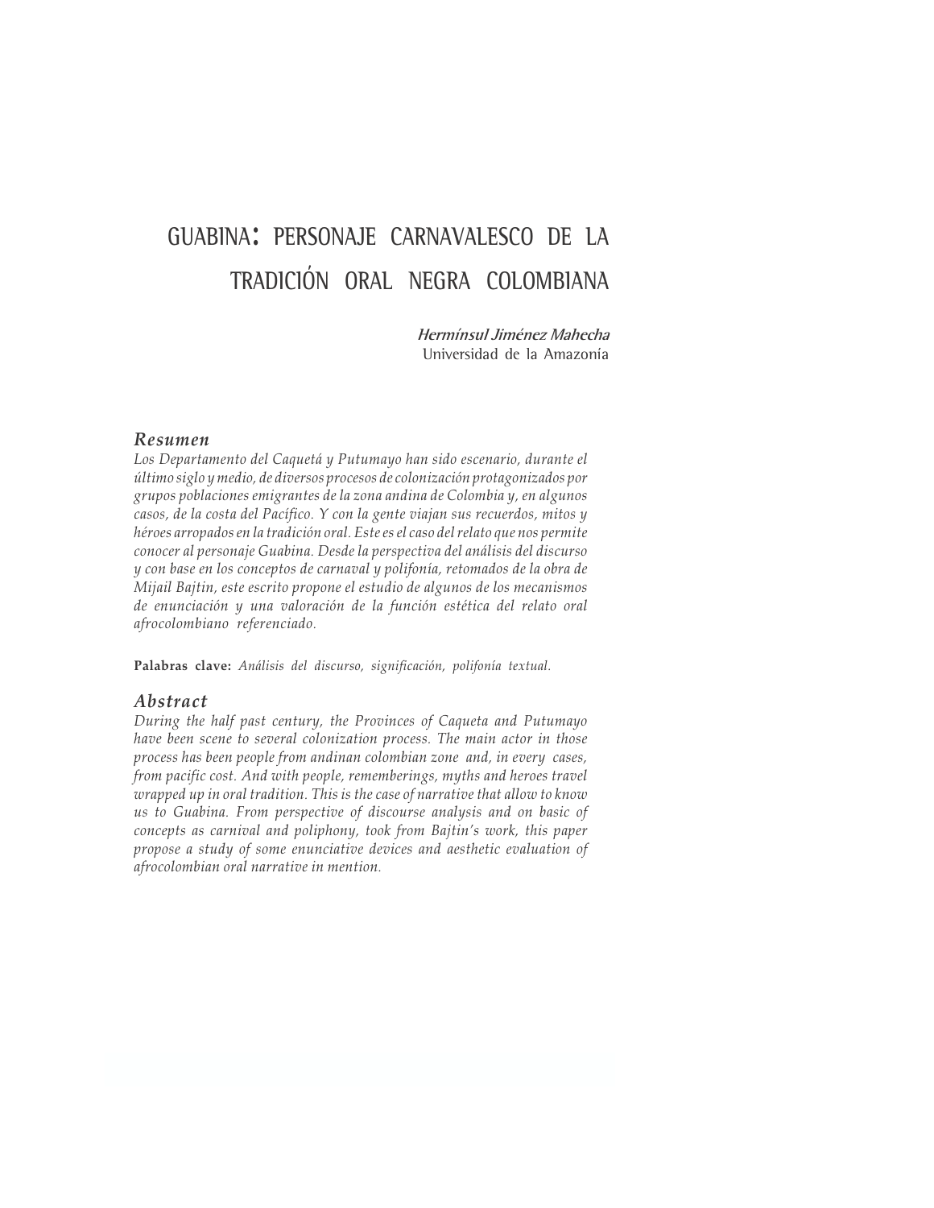# GUABINA: PERSONAJE CARNAVALESCO DE LA TRADICIÓN ORAL NEGRA COLOMBIANA

***Hermínsul Jiménez Mahecha***
Universidad de la Amazonía

## *Resumen*

*Los Departamento del Caquetá y Putumayo han sido escenario, durante el último siglo y medio, de diversos procesos de colonización protagonizados por grupos poblaciones emigrantes de la zona andina de Colombia y, en algunos casos, de la costa del Pacífico. Y con la gente viajan sus recuerdos, mitos y héroes arropados en la tradición oral. Este es el caso del relato que nos permite conocer al personaje Guabina. Desde la perspectiva del análisis del discurso y con base en los conceptos de carnaval y polifonía, retomados de la obra de Mijail Bajtin, este escrito propone el estudio de algunos de los mecanismos de enunciación y una valoración de la función estética del relato oral afrocolombiano referenciado.*

**Palabras clave:** *Análisis del discurso, significación, polifonía textual.*

## *Abstract*

*During the half past century, the Provinces of Caqueta and Putumayo have been scene to several colonization process. The main actor in those process has been people from andinan colombian zone and, in every cases, from pacific cost. And with people, rememberings, myths and heroes travel wrapped up in oral tradition. This is the case of narrative that allow to know us to Guabina. From perspective of discourse analysis and on basic of concepts as carnival and poliphony, took from Bajtin's work, this paper propose a study of some enunciative devices and aesthetic evaluation of afrocolombian oral narrative in mention.*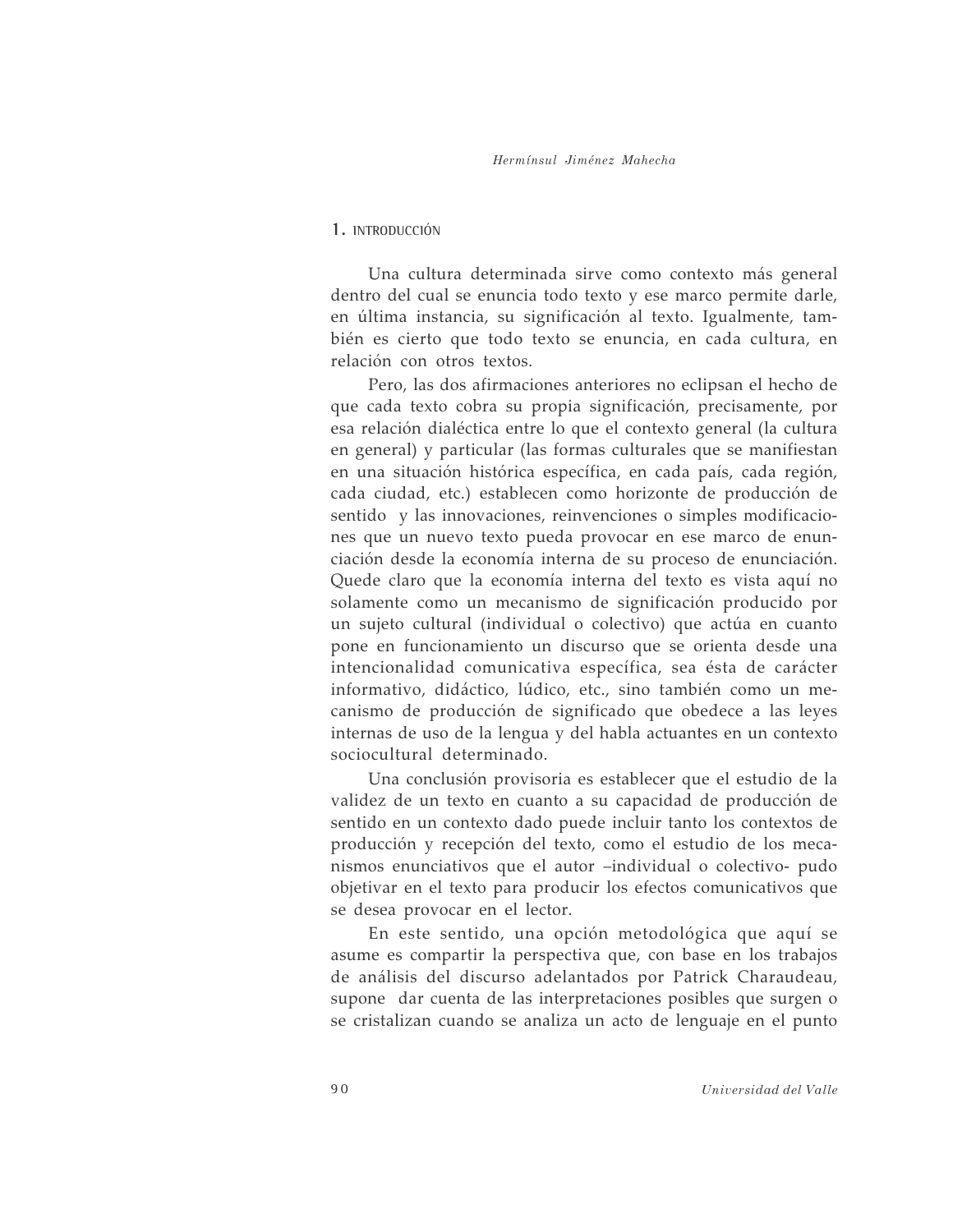## 1. INTRODUCCIÓN

Una cultura determinada sirve como contexto más general dentro del cual se enuncia todo texto y ese marco permite darle, en última instancia, su significación al texto. Igualmente, también es cierto que todo texto se enuncia, en cada cultura, en relación con otros textos.

Pero, las dos afirmaciones anteriores no eclipsan el hecho de que cada texto cobra su propia significación, precisamente, por esa relación dialéctica entre lo que el contexto general (la cultura en general) y particular (las formas culturales que se manifiestan en una situación histórica específica, en cada país, cada región, cada ciudad, etc.) establecen como horizonte de producción de sentido y las innovaciones, reinvenciones o simples modificaciones que un nuevo texto pueda provocar en ese marco de enunciación desde la economía interna de su proceso de enunciación. Quede claro que la economía interna del texto es vista aquí no solamente como un mecanismo de significación producido por un sujeto cultural (individual o colectivo) que actúa en cuanto pone en funcionamiento un discurso que se orienta desde una intencionalidad comunicativa específica, sea ésta de carácter informativo, didáctico, lúdico, etc., sino también como un mecanismo de producción de significado que obedece a las leyes internas de uso de la lengua y del habla actuantes en un contexto sociocultural determinado.

Una conclusión provisoria es establecer que el estudio de la validez de un texto en cuanto a su capacidad de producción de sentido en un contexto dado puede incluir tanto los contextos de producción y recepción del texto, como el estudio de los mecanismos enunciativos que el autor –individual o colectivo- pudo objetivar en el texto para producir los efectos comunicativos que se desea provocar en el lector.

En este sentido, una opción metodológica que aquí se asume es compartir la perspectiva que, con base en los trabajos de análisis del discurso adelantados por Patrick Charaudeau, supone dar cuenta de las interpretaciones posibles que surgen o se cristalizan cuando se analiza un acto de lenguaje en el punto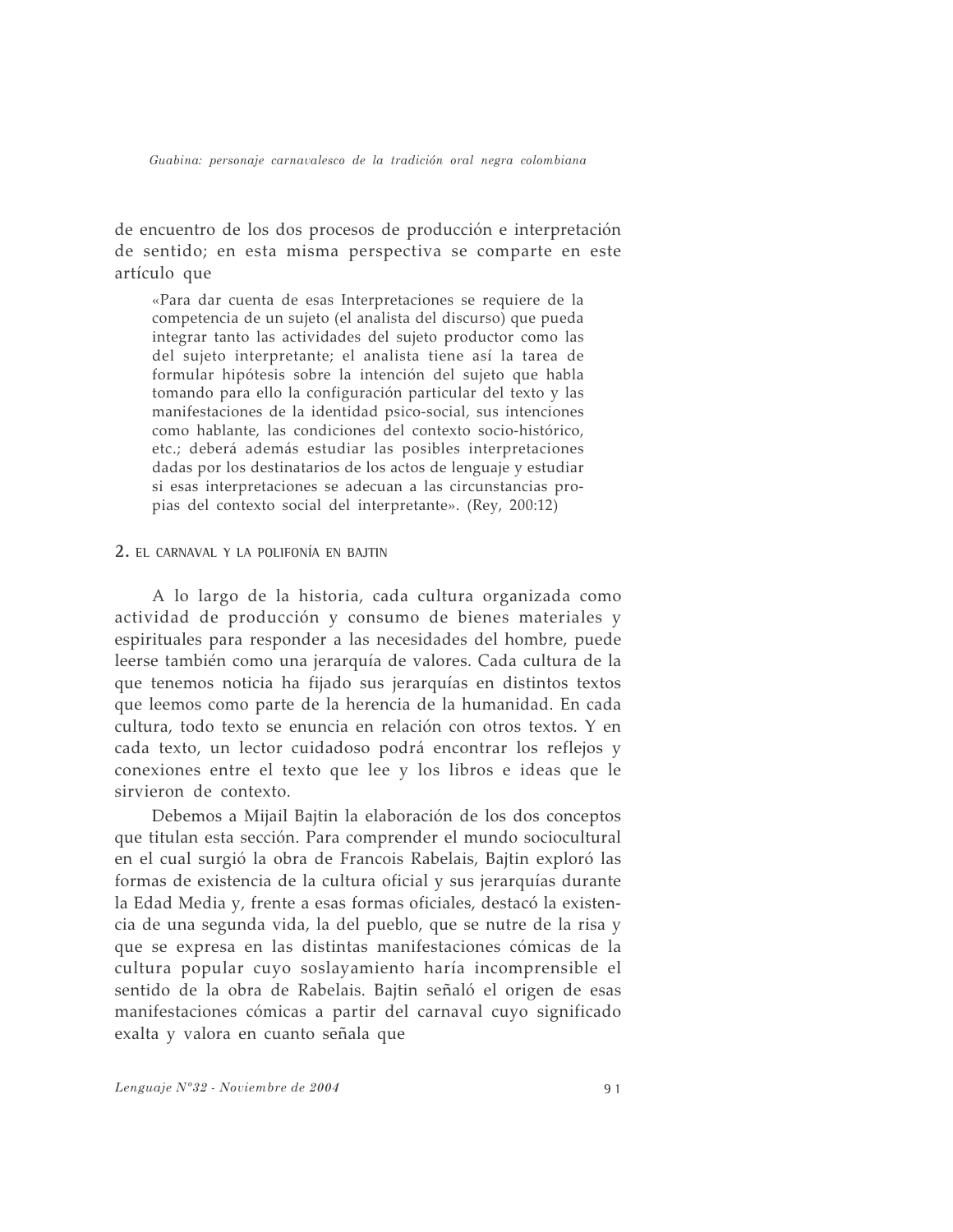de encuentro de los dos procesos de producción e interpretación de sentido; en esta misma perspectiva se comparte en este artículo que

> «Para dar cuenta de esas Interpretaciones se requiere de la competencia de un sujeto (el analista del discurso) que pueda integrar tanto las actividades del sujeto productor como las del sujeto interpretante; el analista tiene así la tarea de formular hipótesis sobre la intención del sujeto que habla tomando para ello la configuración particular del texto y las manifestaciones de la identidad psico-social, sus intenciones como hablante, las condiciones del contexto socio-histórico, etc.; deberá además estudiar las posibles interpretaciones dadas por los destinatarios de los actos de lenguaje y estudiar si esas interpretaciones se adecuan a las circunstancias propias del contexto social del interpretante». (Rey, 200:12)

## 2. EL CARNAVAL Y LA POLIFONÍA EN BAJTIN

A lo largo de la historia, cada cultura organizada como actividad de producción y consumo de bienes materiales y espirituales para responder a las necesidades del hombre, puede leerse también como una jerarquía de valores. Cada cultura de la que tenemos noticia ha fijado sus jerarquías en distintos textos que leemos como parte de la herencia de la humanidad. En cada cultura, todo texto se enuncia en relación con otros textos. Y en cada texto, un lector cuidadoso podrá encontrar los reflejos y conexiones entre el texto que lee y los libros e ideas que le sirvieron de contexto.

Debemos a Mijail Bajtin la elaboración de los dos conceptos que titulan esta sección. Para comprender el mundo sociocultural en el cual surgió la obra de Francois Rabelais, Bajtin exploró las formas de existencia de la cultura oficial y sus jerarquías durante la Edad Media y, frente a esas formas oficiales, destacó la existencia de una segunda vida, la del pueblo, que se nutre de la risa y que se expresa en las distintas manifestaciones cómicas de la cultura popular cuyo soslayamiento haría incomprensible el sentido de la obra de Rabelais. Bajtin señaló el origen de esas manifestaciones cómicas a partir del carnaval cuyo significado exalta y valora en cuanto señala que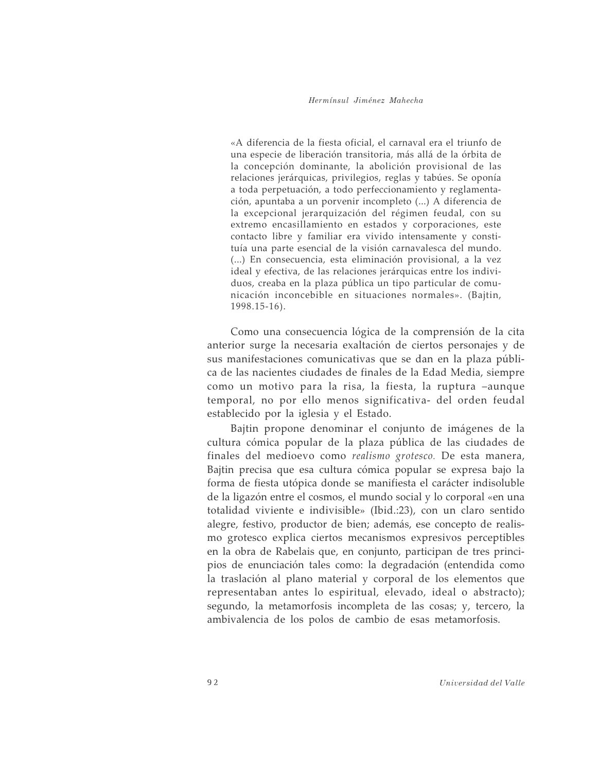> «A diferencia de la fiesta oficial, el carnaval era el triunfo de una especie de liberación transitoria, más allá de la órbita de la concepción dominante, la abolición provisional de las relaciones jerárquicas, privilegios, reglas y tabúes. Se oponía a toda perpetuación, a todo perfeccionamiento y reglamentación, apuntaba a un porvenir incompleto (...) A diferencia de la excepcional jerarquización del régimen feudal, con su extremo encasillamiento en estados y corporaciones, este contacto libre y familiar era vivido intensamente y constituía una parte esencial de la visión carnavalesca del mundo. (...) En consecuencia, esta eliminación provisional, a la vez ideal y efectiva, de las relaciones jerárquicas entre los individuos, creaba en la plaza pública un tipo particular de comunicación inconcebible en situaciones normales». (Bajtin, 1998.15-16).

Como una consecuencia lógica de la comprensión de la cita anterior surge la necesaria exaltación de ciertos personajes y de sus manifestaciones comunicativas que se dan en la plaza pública de las nacientes ciudades de finales de la Edad Media, siempre como un motivo para la risa, la fiesta, la ruptura –aunque temporal, no por ello menos significativa- del orden feudal establecido por la iglesia y el Estado.

Bajtin propone denominar el conjunto de imágenes de la cultura cómica popular de la plaza pública de las ciudades de finales del medioevo como *realismo grotesco.* De esta manera, Bajtin precisa que esa cultura cómica popular se expresa bajo la forma de fiesta utópica donde se manifiesta el carácter indisoluble de la ligazón entre el cosmos, el mundo social y lo corporal «en una totalidad viviente e indivisible» (Ibid.:23), con un claro sentido alegre, festivo, productor de bien; además, ese concepto de realismo grotesco explica ciertos mecanismos expresivos perceptibles en la obra de Rabelais que, en conjunto, participan de tres principios de enunciación tales como: la degradación (entendida como la traslación al plano material y corporal de los elementos que representaban antes lo espiritual, elevado, ideal o abstracto); segundo, la metamorfosis incompleta de las cosas; y, tercero, la ambivalencia de los polos de cambio de esas metamorfosis.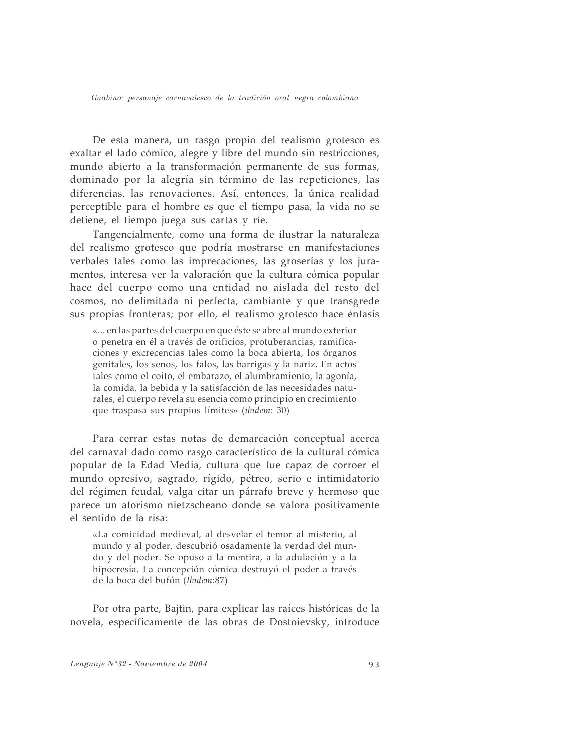De esta manera, un rasgo propio del realismo grotesco es exaltar el lado cómico, alegre y libre del mundo sin restricciones, mundo abierto a la transformación permanente de sus formas, dominado por la alegría sin término de las repeticiones, las diferencias, las renovaciones. Así, entonces, la única realidad perceptible para el hombre es que el tiempo pasa, la vida no se detiene, el tiempo juega sus cartas y ríe.

Tangencialmente, como una forma de ilustrar la naturaleza del realismo grotesco que podría mostrarse en manifestaciones verbales tales como las imprecaciones, las groserías y los juramentos, interesa ver la valoración que la cultura cómica popular hace del cuerpo como una entidad no aislada del resto del cosmos, no delimitada ni perfecta, cambiante y que transgrede sus propias fronteras; por ello, el realismo grotesco hace énfasis

> «... en las partes del cuerpo en que éste se abre al mundo exterior o penetra en él a través de orificios, protuberancias, ramificaciones y excrecencias tales como la boca abierta, los órganos genitales, los senos, los falos, las barrigas y la nariz. En actos tales como el coito, el embarazo, el alumbramiento, la agonía, la comida, la bebida y la satisfacción de las necesidades naturales, el cuerpo revela su esencia como principio en crecimiento que traspasa sus propios límites» (*ibidem*: 30)

Para cerrar estas notas de demarcación conceptual acerca del carnaval dado como rasgo característico de la cultural cómica popular de la Edad Media, cultura que fue capaz de corroer el mundo opresivo, sagrado, rígido, pétreo, serio e intimidatorio del régimen feudal, valga citar un párrafo breve y hermoso que parece un aforismo nietzscheano donde se valora positivamente el sentido de la risa:

> «La comicidad medieval, al desvelar el temor al misterio, al mundo y al poder, descubrió osadamente la verdad del mundo y del poder. Se opuso a la mentira, a la adulación y a la hipocresía. La concepción cómica destruyó el poder a través de la boca del bufón (*Ibidem*:87)

Por otra parte, Bajtin, para explicar las raíces históricas de la novela, específicamente de las obras de Dostoievsky, introduce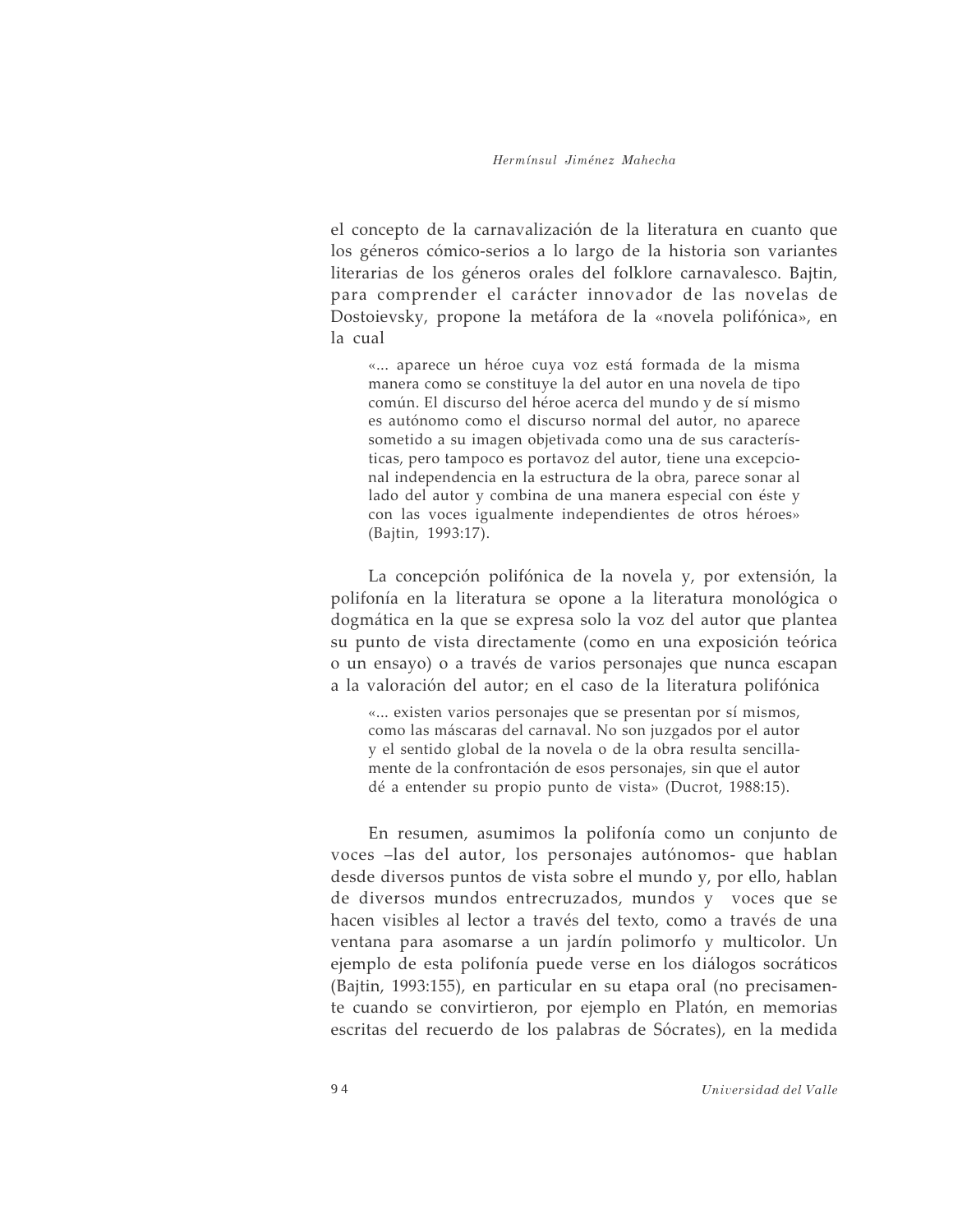el concepto de la carnavalización de la literatura en cuanto que los géneros cómico-serios a lo largo de la historia son variantes literarias de los géneros orales del folklore carnavalesco. Bajtin, para comprender el carácter innovador de las novelas de Dostoievsky, propone la metáfora de la «novela polifónica», en la cual

> «... aparece un héroe cuya voz está formada de la misma manera como se constituye la del autor en una novela de tipo común. El discurso del héroe acerca del mundo y de sí mismo es autónomo como el discurso normal del autor, no aparece sometido a su imagen objetivada como una de sus características, pero tampoco es portavoz del autor, tiene una excepcional independencia en la estructura de la obra, parece sonar al lado del autor y combina de una manera especial con éste y con las voces igualmente independientes de otros héroes» (Bajtin, 1993:17).

La concepción polifónica de la novela y, por extensión, la polifonía en la literatura se opone a la literatura monológica o dogmática en la que se expresa solo la voz del autor que plantea su punto de vista directamente (como en una exposición teórica o un ensayo) o a través de varios personajes que nunca escapan a la valoración del autor; en el caso de la literatura polifónica

> «... existen varios personajes que se presentan por sí mismos, como las máscaras del carnaval. No son juzgados por el autor y el sentido global de la novela o de la obra resulta sencillamente de la confrontación de esos personajes, sin que el autor dé a entender su propio punto de vista» (Ducrot, 1988:15).

En resumen, asumimos la polifonía como un conjunto de voces –las del autor, los personajes autónomos- que hablan desde diversos puntos de vista sobre el mundo y, por ello, hablan de diversos mundos entrecruzados, mundos y voces que se hacen visibles al lector a través del texto, como a través de una ventana para asomarse a un jardín polimorfo y multicolor. Un ejemplo de esta polifonía puede verse en los diálogos socráticos (Bajtin, 1993:155), en particular en su etapa oral (no precisamente cuando se convirtieron, por ejemplo en Platón, en memorias escritas del recuerdo de los palabras de Sócrates), en la medida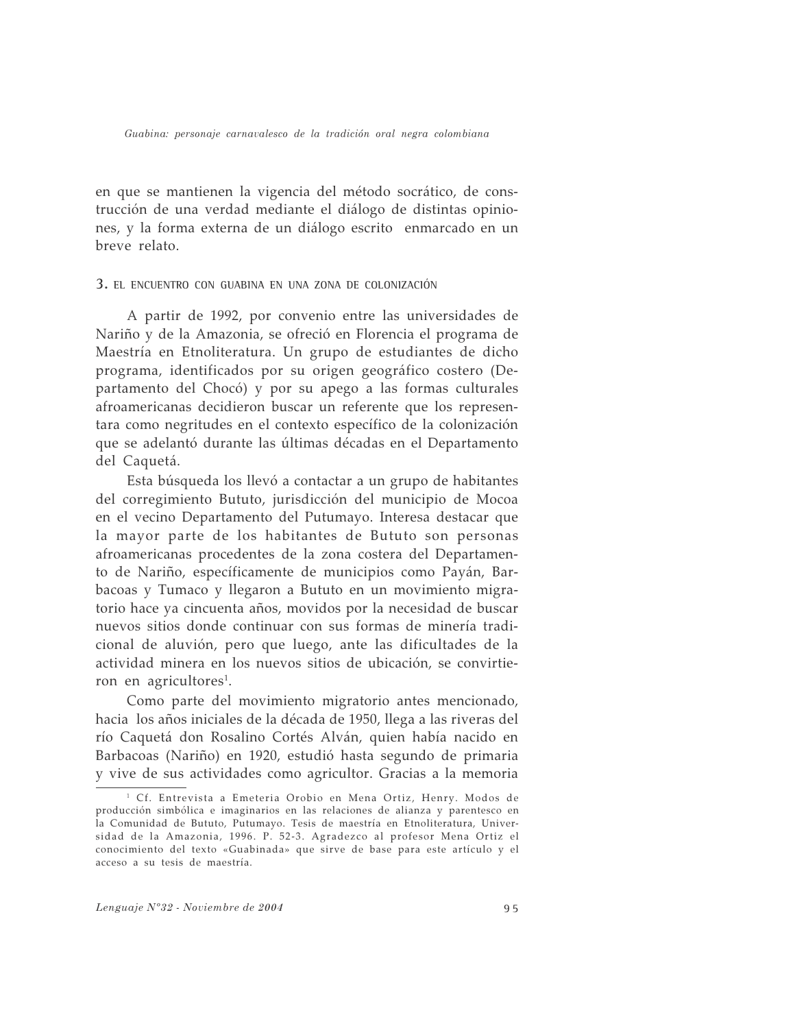en que se mantienen la vigencia del método socrático, de construcción de una verdad mediante el diálogo de distintas opiniones, y la forma externa de un diálogo escrito enmarcado en un breve relato.

### 3. EL ENCUENTRO CON GUABINA EN UNA ZONA DE COLONIZACIÓN

A partir de 1992, por convenio entre las universidades de Nariño y de la Amazonia, se ofreció en Florencia el programa de Maestría en Etnoliteratura. Un grupo de estudiantes de dicho programa, identificados por su origen geográfico costero (Departamento del Chocó) y por su apego a las formas culturales afroamericanas decidieron buscar un referente que los representara como negritudes en el contexto específico de la colonización que se adelantó durante las últimas décadas en el Departamento del Caquetá.

Esta búsqueda los llevó a contactar a un grupo de habitantes del corregimiento Bututo, jurisdicción del municipio de Mocoa en el vecino Departamento del Putumayo. Interesa destacar que la mayor parte de los habitantes de Bututo son personas afroamericanas procedentes de la zona costera del Departamento de Nariño, específicamente de municipios como Payán, Barbacoas y Tumaco y llegaron a Bututo en un movimiento migratorio hace ya cincuenta años, movidos por la necesidad de buscar nuevos sitios donde continuar con sus formas de minería tradicional de aluvión, pero que luego, ante las dificultades de la actividad minera en los nuevos sitios de ubicación, se convirtieron en agricultores[1].

Como parte del movimiento migratorio antes mencionado, hacia los años iniciales de la década de 1950, llega a las riveras del río Caquetá don Rosalino Cortés Alván, quien había nacido en Barbacoas (Nariño) en 1920, estudió hasta segundo de primaria y vive de sus actividades como agricultor. Gracias a la memoria

[1] Cf. Entrevista a Emeteria Orobio en Mena Ortiz, Henry. Modos de producción simbólica e imaginarios en las relaciones de alianza y parentesco en la Comunidad de Bututo, Putumayo. Tesis de maestría en Etnoliteratura, Universidad de la Amazonia, 1996. P. 52-3. Agradezco al profesor Mena Ortiz el conocimiento del texto «Guabinada» que sirve de base para este artículo y el acceso a su tesis de maestría.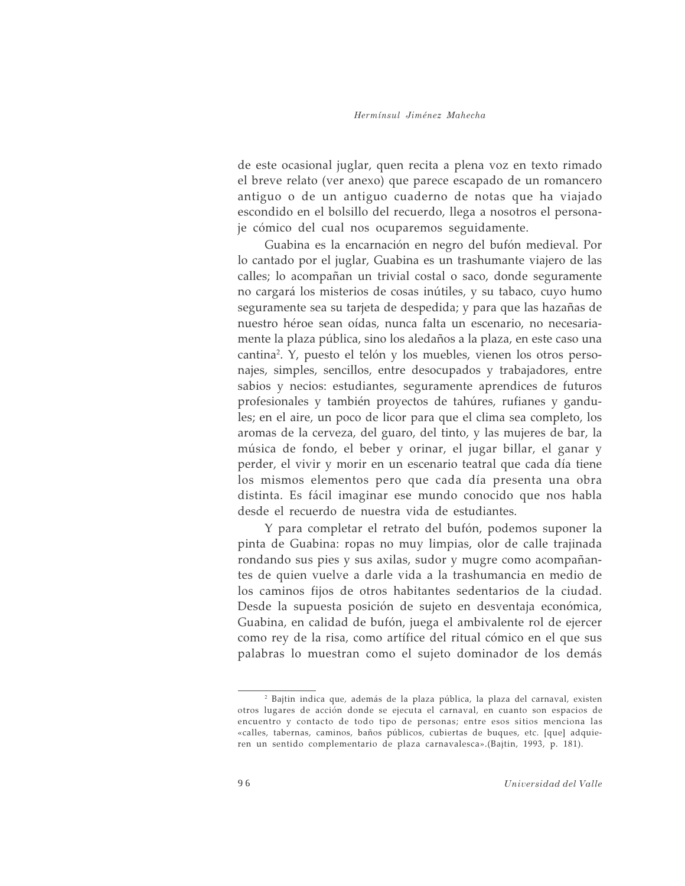de este ocasional juglar, quen recita a plena voz en texto rimado el breve relato (ver anexo) que parece escapado de un romancero antiguo o de un antiguo cuaderno de notas que ha viajado escondido en el bolsillo del recuerdo, llega a nosotros el personaje cómico del cual nos ocuparemos seguidamente.

Guabina es la encarnación en negro del bufón medieval. Por lo cantado por el juglar, Guabina es un trashumante viajero de las calles; lo acompañan un trivial costal o saco, donde seguramente no cargará los misterios de cosas inútiles, y su tabaco, cuyo humo seguramente sea su tarjeta de despedida; y para que las hazañas de nuestro héroe sean oídas, nunca falta un escenario, no necesariamente la plaza pública, sino los aledaños a la plaza, en este caso una cantina[2]. Y, puesto el telón y los muebles, vienen los otros personajes, simples, sencillos, entre desocupados y trabajadores, entre sabios y necios: estudiantes, seguramente aprendices de futuros profesionales y también proyectos de tahúres, rufianes y gandules; en el aire, un poco de licor para que el clima sea completo, los aromas de la cerveza, del guaro, del tinto, y las mujeres de bar, la música de fondo, el beber y orinar, el jugar billar, el ganar y perder, el vivir y morir en un escenario teatral que cada día tiene los mismos elementos pero que cada día presenta una obra distinta. Es fácil imaginar ese mundo conocido que nos habla desde el recuerdo de nuestra vida de estudiantes.

Y para completar el retrato del bufón, podemos suponer la pinta de Guabina: ropas no muy limpias, olor de calle trajinada rondando sus pies y sus axilas, sudor y mugre como acompañantes de quien vuelve a darle vida a la trashumancia en medio de los caminos fijos de otros habitantes sedentarios de la ciudad. Desde la supuesta posición de sujeto en desventaja económica, Guabina, en calidad de bufón, juega el ambivalente rol de ejercer como rey de la risa, como artífice del ritual cómico en el que sus palabras lo muestran como el sujeto dominador de los demás

---

[2] Bajtin indica que, además de la plaza pública, la plaza del carnaval, existen otros lugares de acción donde se ejecuta el carnaval, en cuanto son espacios de encuentro y contacto de todo tipo de personas; entre esos sitios menciona las «calles, tabernas, caminos, baños públicos, cubiertas de buques, etc. [que] adquieren un sentido complementario de plaza carnavalesca».(Bajtin, 1993, p. 181).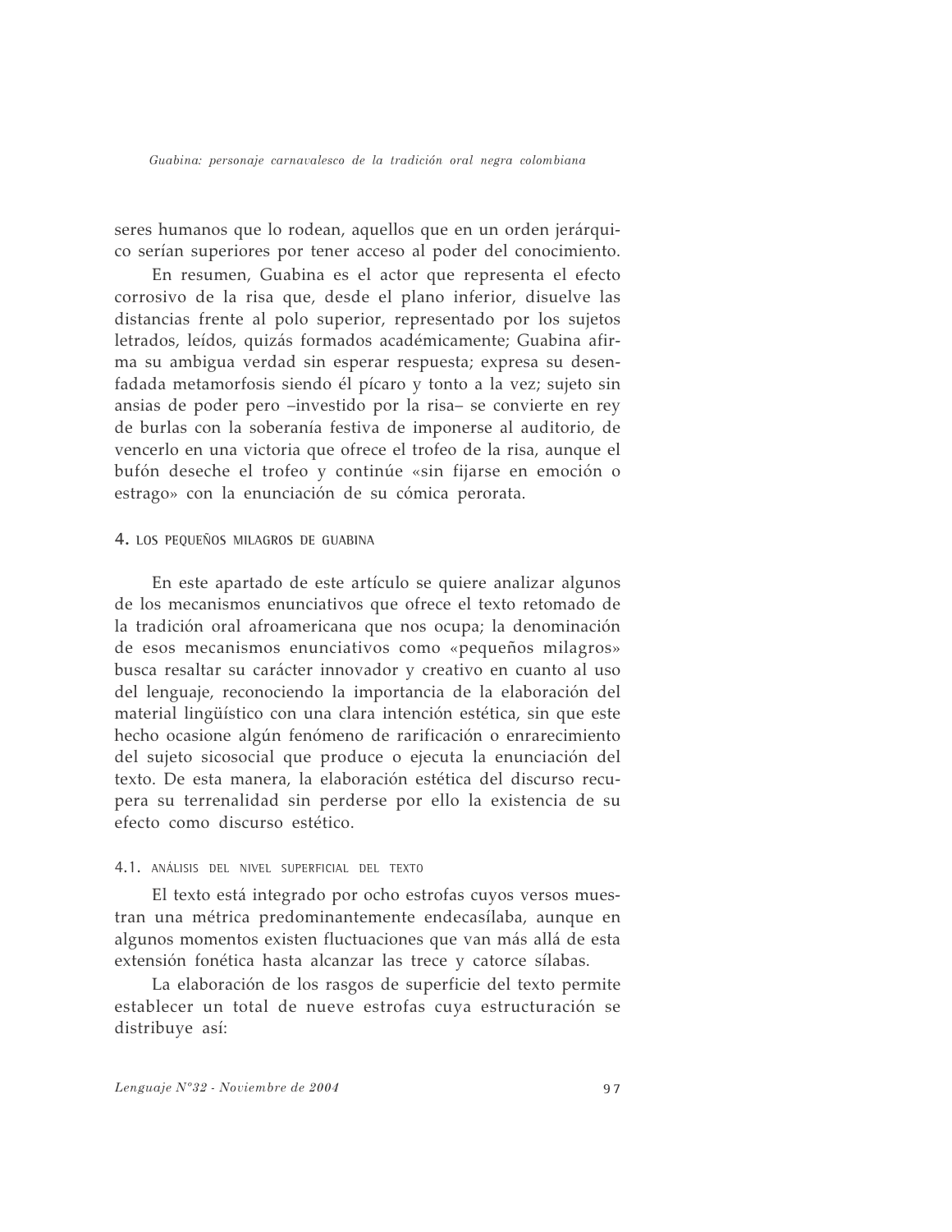seres humanos que lo rodean, aquellos que en un orden jerárquico serían superiores por tener acceso al poder del conocimiento.

En resumen, Guabina es el actor que representa el efecto corrosivo de la risa que, desde el plano inferior, disuelve las distancias frente al polo superior, representado por los sujetos letrados, leídos, quizás formados académicamente; Guabina afirma su ambigua verdad sin esperar respuesta; expresa su desenfadada metamorfosis siendo él pícaro y tonto a la vez; sujeto sin ansias de poder pero –investido por la risa– se convierte en rey de burlas con la soberanía festiva de imponerse al auditorio, de vencerlo en una victoria que ofrece el trofeo de la risa, aunque el bufón deseche el trofeo y continúe «sin fijarse en emoción o estrago» con la enunciación de su cómica perorata.

## 4. LOS PEQUEÑOS MILAGROS DE GUABINA

En este apartado de este artículo se quiere analizar algunos de los mecanismos enunciativos que ofrece el texto retomado de la tradición oral afroamericana que nos ocupa; la denominación de esos mecanismos enunciativos como «pequeños milagros» busca resaltar su carácter innovador y creativo en cuanto al uso del lenguaje, reconociendo la importancia de la elaboración del material lingüístico con una clara intención estética, sin que este hecho ocasione algún fenómeno de rarificación o enrarecimiento del sujeto sicosocial que produce o ejecuta la enunciación del texto. De esta manera, la elaboración estética del discurso recupera su terrenalidad sin perderse por ello la existencia de su efecto como discurso estético.

### 4.1. ANÁLISIS DEL NIVEL SUPERFICIAL DEL TEXTO

El texto está integrado por ocho estrofas cuyos versos muestran una métrica predominantemente endecasílaba, aunque en algunos momentos existen fluctuaciones que van más allá de esta extensión fonética hasta alcanzar las trece y catorce sílabas.

La elaboración de los rasgos de superficie del texto permite establecer un total de nueve estrofas cuya estructuración se distribuye así: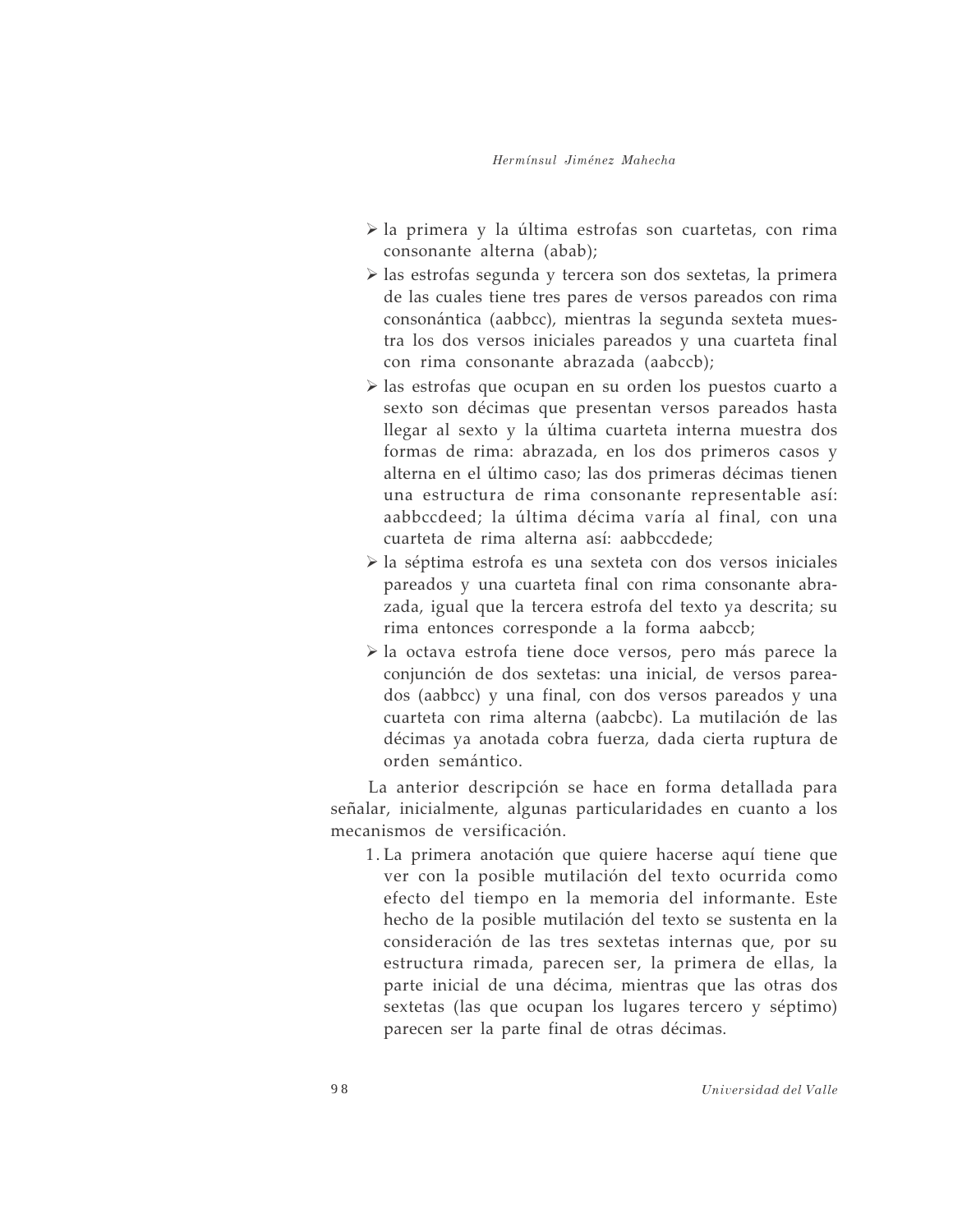- la primera y la última estrofas son cuartetas, con rima consonante alterna (abab);
- las estrofas segunda y tercera son dos sextetas, la primera de las cuales tiene tres pares de versos pareados con rima consonántica (aabbcc), mientras la segunda sexteta muestra los dos versos iniciales pareados y una cuarteta final con rima consonante abrazada (aabccb);
- las estrofas que ocupan en su orden los puestos cuarto a sexto son décimas que presentan versos pareados hasta llegar al sexto y la última cuarteta interna muestra dos formas de rima: abrazada, en los dos primeros casos y alterna en el último caso; las dos primeras décimas tienen una estructura de rima consonante representable así: aabbccdeed; la última décima varía al final, con una cuarteta de rima alterna así: aabbccdede;
- la séptima estrofa es una sexteta con dos versos iniciales pareados y una cuarteta final con rima consonante abrazada, igual que la tercera estrofa del texto ya descrita; su rima entonces corresponde a la forma aabccb;
- la octava estrofa tiene doce versos, pero más parece la conjunción de dos sextetas: una inicial, de versos pareados (aabbcc) y una final, con dos versos pareados y una cuarteta con rima alterna (aabcbc). La mutilación de las décimas ya anotada cobra fuerza, dada cierta ruptura de orden semántico.

La anterior descripción se hace en forma detallada para señalar, inicialmente, algunas particularidades en cuanto a los mecanismos de versificación.

1. La primera anotación que quiere hacerse aquí tiene que ver con la posible mutilación del texto ocurrida como efecto del tiempo en la memoria del informante. Este hecho de la posible mutilación del texto se sustenta en la consideración de las tres sextetas internas que, por su estructura rimada, parecen ser, la primera de ellas, la parte inicial de una décima, mientras que las otras dos sextetas (las que ocupan los lugares tercero y séptimo) parecen ser la parte final de otras décimas.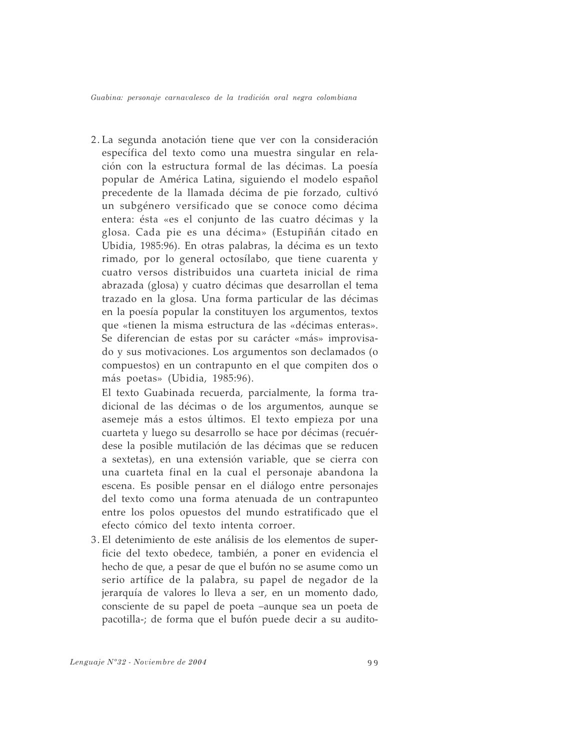2. La segunda anotación tiene que ver con la consideración específica del texto como una muestra singular en relación con la estructura formal de las décimas. La poesía popular de América Latina, siguiendo el modelo español precedente de la llamada décima de pie forzado, cultivó un subgénero versificado que se conoce como décima entera: ésta «es el conjunto de las cuatro décimas y la glosa. Cada pie es una décima» (Estupiñán citado en Ubidia, 1985:96). En otras palabras, la décima es un texto rimado, por lo general octosílabo, que tiene cuarenta y cuatro versos distribuidos una cuarteta inicial de rima abrazada (glosa) y cuatro décimas que desarrollan el tema trazado en la glosa. Una forma particular de las décimas en la poesía popular la constituyen los argumentos, textos que «tienen la misma estructura de las «décimas enteras». Se diferencian de estas por su carácter «más» improvisado y sus motivaciones. Los argumentos son declamados (o compuestos) en un contrapunto en el que compiten dos o más poetas» (Ubidia, 1985:96).

   El texto Guabinada recuerda, parcialmente, la forma tradicional de las décimas o de los argumentos, aunque se asemeje más a estos últimos. El texto empieza por una cuarteta y luego su desarrollo se hace por décimas (recuérdese la posible mutilación de las décimas que se reducen a sextetas), en una extensión variable, que se cierra con una cuarteta final en la cual el personaje abandona la escena. Es posible pensar en el diálogo entre personajes del texto como una forma atenuada de un contrapunteo entre los polos opuestos del mundo estratificado que el efecto cómico del texto intenta corroer.

3. El detenimiento de este análisis de los elementos de superficie del texto obedece, también, a poner en evidencia el hecho de que, a pesar de que el bufón no se asume como un serio artífice de la palabra, su papel de negador de la jerarquía de valores lo lleva a ser, en un momento dado, consciente de su papel de poeta –aunque sea un poeta de pacotilla-; de forma que el bufón puede decir a su audito-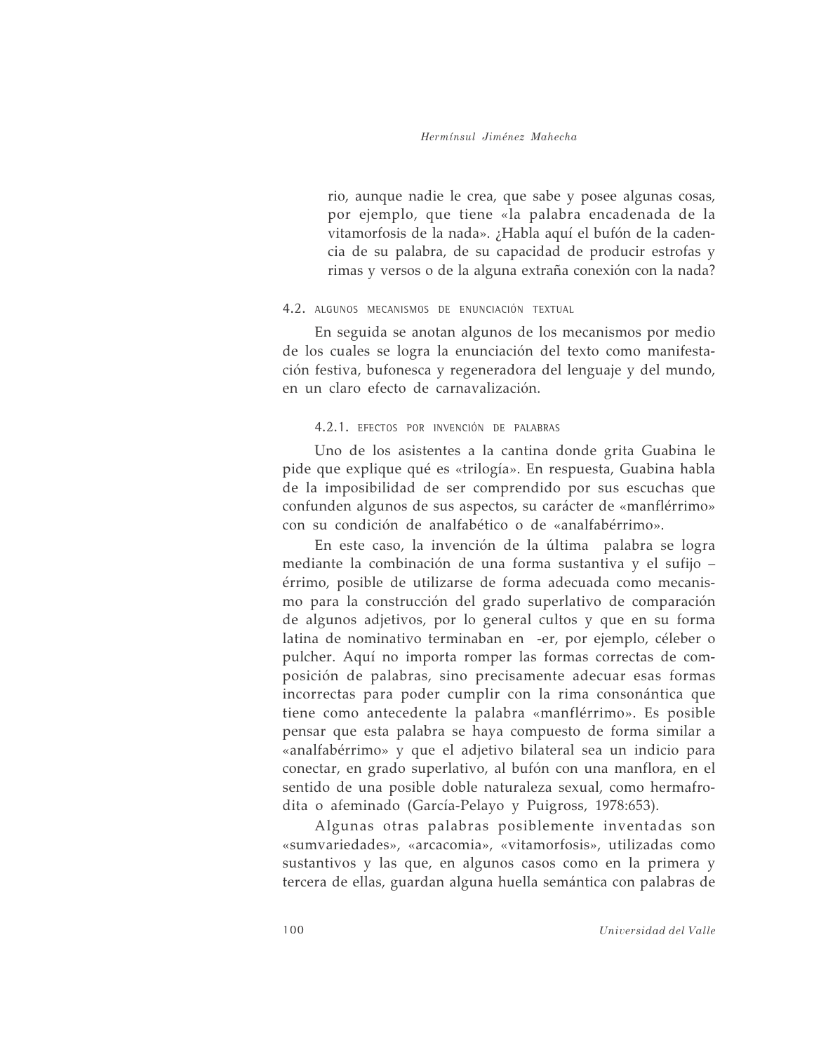rio, aunque nadie le crea, que sabe y posee algunas cosas, por ejemplo, que tiene «la palabra encadenada de la vitamorfosis de la nada». ¿Habla aquí el bufón de la cadencia de su palabra, de su capacidad de producir estrofas y rimas y versos o de la alguna extraña conexión con la nada?

### 4.2. ALGUNOS MECANISMOS DE ENUNCIACIÓN TEXTUAL

En seguida se anotan algunos de los mecanismos por medio de los cuales se logra la enunciación del texto como manifestación festiva, bufonesca y regeneradora del lenguaje y del mundo, en un claro efecto de carnavalización.

#### 4.2.1. EFECTOS POR INVENCIÓN DE PALABRAS

Uno de los asistentes a la cantina donde grita Guabina le pide que explique qué es «trilogía». En respuesta, Guabina habla de la imposibilidad de ser comprendido por sus escuchas que confunden algunos de sus aspectos, su carácter de «manflérrimo» con su condición de analfabético o de «analfabérrimo».

En este caso, la invención de la última palabra se logra mediante la combinación de una forma sustantiva y el sufijo –érrimo, posible de utilizarse de forma adecuada como mecanismo para la construcción del grado superlativo de comparación de algunos adjetivos, por lo general cultos y que en su forma latina de nominativo terminaban en -er, por ejemplo, céleber o pulcher. Aquí no importa romper las formas correctas de composición de palabras, sino precisamente adecuar esas formas incorrectas para poder cumplir con la rima consonántica que tiene como antecedente la palabra «manflérrimo». Es posible pensar que esta palabra se haya compuesto de forma similar a «analfabérrimo» y que el adjetivo bilateral sea un indicio para conectar, en grado superlativo, al bufón con una manflora, en el sentido de una posible doble naturaleza sexual, como hermafrodita o afeminado (García-Pelayo y Puigross, 1978:653).

Algunas otras palabras posiblemente inventadas son «sumvariedades», «arcacomia», «vitamorfosis», utilizadas como sustantivos y las que, en algunos casos como en la primera y tercera de ellas, guardan alguna huella semántica con palabras de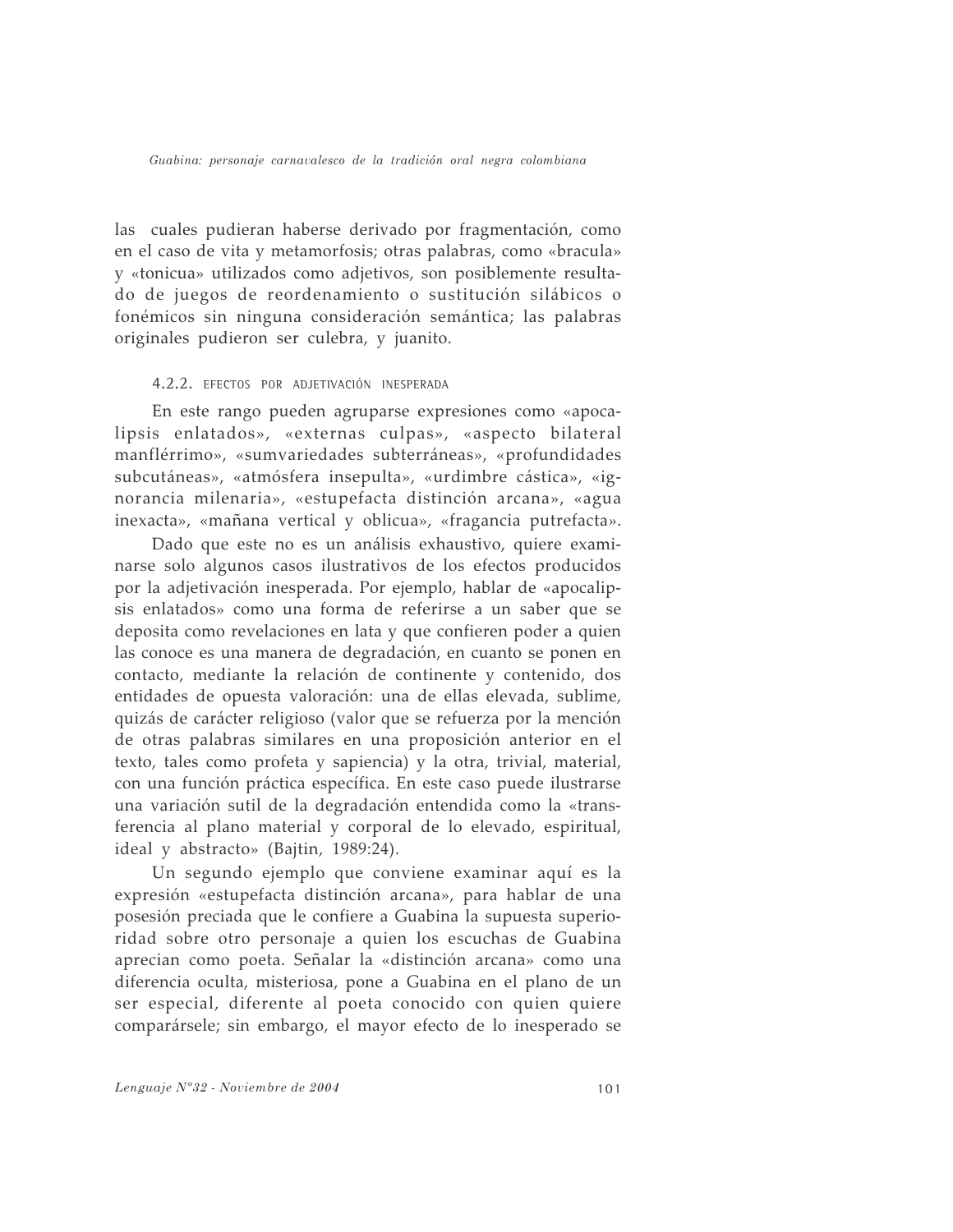las cuales pudieran haberse derivado por fragmentación, como en el caso de vita y metamorfosis; otras palabras, como «bracula» y «tonicua» utilizados como adjetivos, son posiblemente resultado de juegos de reordenamiento o sustitución silábicos o fonémicos sin ninguna consideración semántica; las palabras originales pudieron ser culebra, y juanito.

#### 4.2.2. EFECTOS POR ADJETIVACIÓN INESPERADA

En este rango pueden agruparse expresiones como «apocalipsis enlatados», «externas culpas», «aspecto bilateral manflérrimo», «sumvariedades subterráneas», «profundidades subcutáneas», «atmósfera insepulta», «urdimbre cástica», «ignorancia milenaria», «estupefacta distinción arcana», «agua inexacta», «mañana vertical y oblicua», «fragancia putrefacta».

Dado que este no es un análisis exhaustivo, quiere examinarse solo algunos casos ilustrativos de los efectos producidos por la adjetivación inesperada. Por ejemplo, hablar de «apocalipsis enlatados» como una forma de referirse a un saber que se deposita como revelaciones en lata y que confieren poder a quien las conoce es una manera de degradación, en cuanto se ponen en contacto, mediante la relación de continente y contenido, dos entidades de opuesta valoración: una de ellas elevada, sublime, quizás de carácter religioso (valor que se refuerza por la mención de otras palabras similares en una proposición anterior en el texto, tales como profeta y sapiencia) y la otra, trivial, material, con una función práctica específica. En este caso puede ilustrarse una variación sutil de la degradación entendida como la «transferencia al plano material y corporal de lo elevado, espiritual, ideal y abstracto» (Bajtin, 1989:24).

Un segundo ejemplo que conviene examinar aquí es la expresión «estupefacta distinción arcana», para hablar de una posesión preciada que le confiere a Guabina la supuesta superioridad sobre otro personaje a quien los escuchas de Guabina aprecian como poeta. Señalar la «distinción arcana» como una diferencia oculta, misteriosa, pone a Guabina en el plano de un ser especial, diferente al poeta conocido con quien quiere comparársele; sin embargo, el mayor efecto de lo inesperado se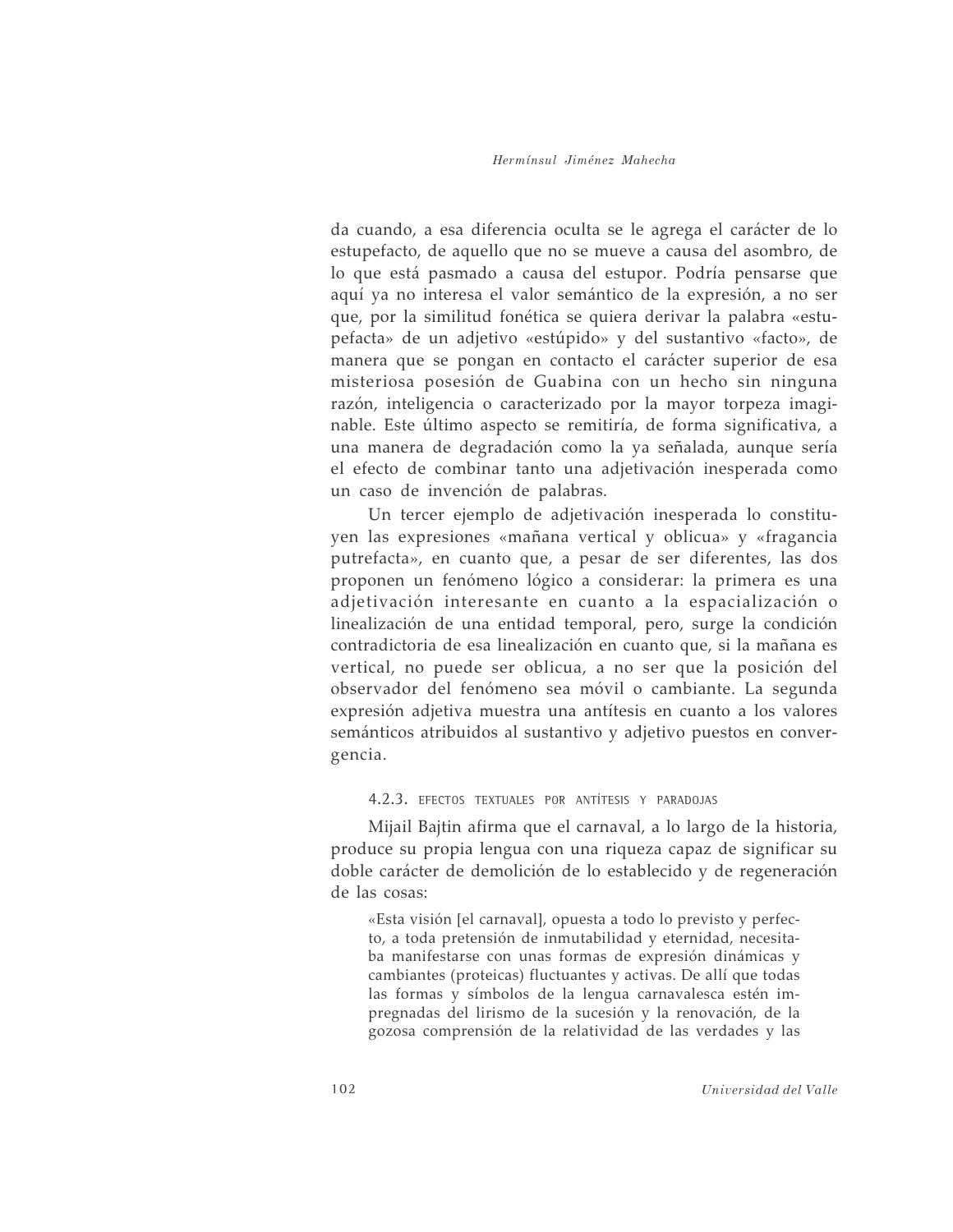da cuando, a esa diferencia oculta se le agrega el carácter de lo estupefacto, de aquello que no se mueve a causa del asombro, de lo que está pasmado a causa del estupor. Podría pensarse que aquí ya no interesa el valor semántico de la expresión, a no ser que, por la similitud fonética se quiera derivar la palabra «estupefacta» de un adjetivo «estúpido» y del sustantivo «facto», de manera que se pongan en contacto el carácter superior de esa misteriosa posesión de Guabina con un hecho sin ninguna razón, inteligencia o caracterizado por la mayor torpeza imaginable. Este último aspecto se remitiría, de forma significativa, a una manera de degradación como la ya señalada, aunque sería el efecto de combinar tanto una adjetivación inesperada como un caso de invención de palabras.

Un tercer ejemplo de adjetivación inesperada lo constituyen las expresiones «mañana vertical y oblicua» y «fragancia putrefacta», en cuanto que, a pesar de ser diferentes, las dos proponen un fenómeno lógico a considerar: la primera es una adjetivación interesante en cuanto a la espacialización o linealización de una entidad temporal, pero, surge la condición contradictoria de esa linealización en cuanto que, si la mañana es vertical, no puede ser oblicua, a no ser que la posición del observador del fenómeno sea móvil o cambiante. La segunda expresión adjetiva muestra una antítesis en cuanto a los valores semánticos atribuidos al sustantivo y adjetivo puestos en convergencia.

#### 4.2.3. EFECTOS TEXTUALES POR ANTÍTESIS Y PARADOJAS

Mijail Bajtin afirma que el carnaval, a lo largo de la historia, produce su propia lengua con una riqueza capaz de significar su doble carácter de demolición de lo establecido y de regeneración de las cosas:

> «Esta visión [el carnaval], opuesta a todo lo previsto y perfecto, a toda pretensión de inmutabilidad y eternidad, necesitaba manifestarse con unas formas de expresión dinámicas y cambiantes (proteicas) fluctuantes y activas. De allí que todas las formas y símbolos de la lengua carnavalesca estén impregnadas del lirismo de la sucesión y la renovación, de la gozosa comprensión de la relatividad de las verdades y las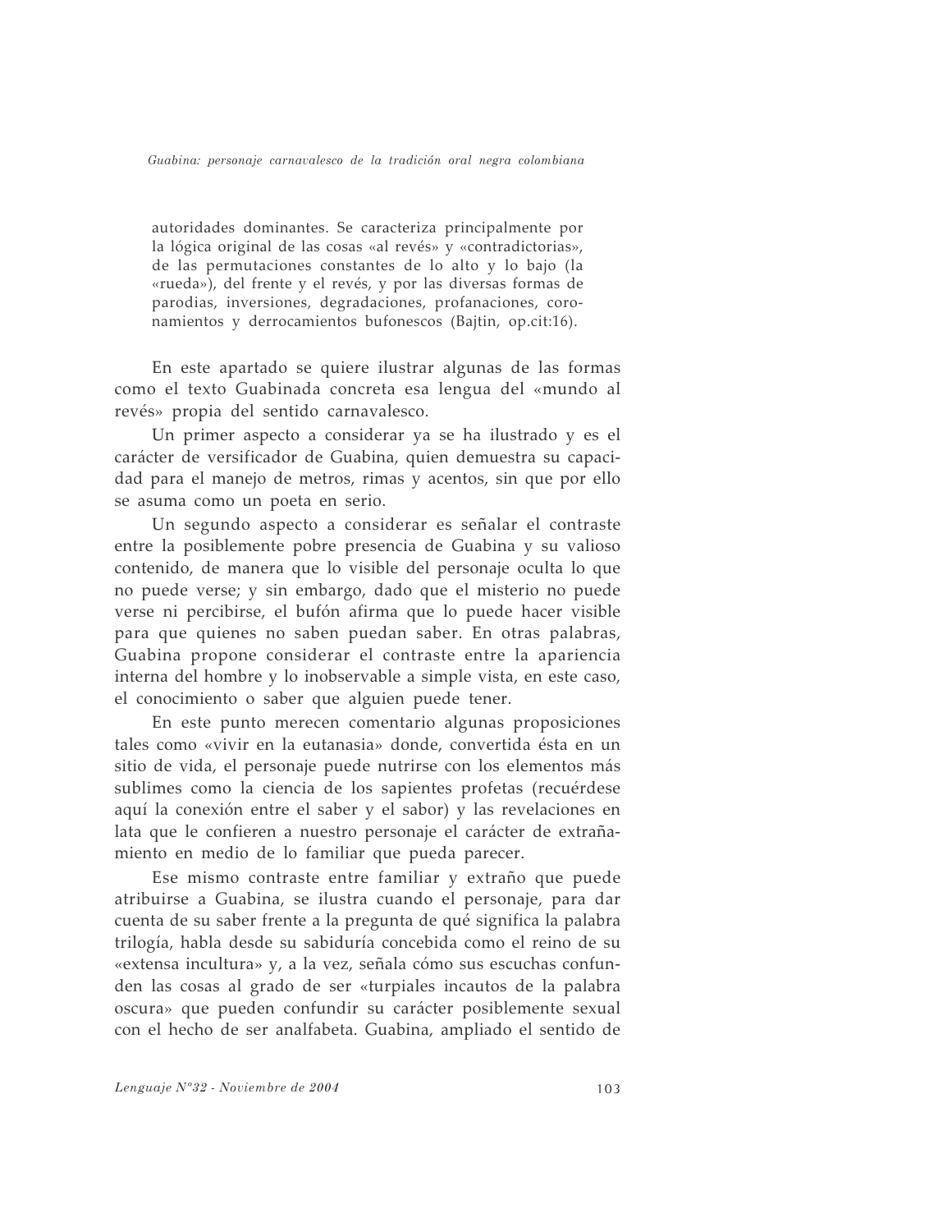> autoridades dominantes. Se caracteriza principalmente por la lógica original de las cosas «al revés» y «contradictorias», de las permutaciones constantes de lo alto y lo bajo (la «rueda»), del frente y el revés, y por las diversas formas de parodias, inversiones, degradaciones, profanaciones, coronamientos y derrocamientos bufonescos (Bajtin, op.cit:16).

En este apartado se quiere ilustrar algunas de las formas como el texto Guabinada concreta esa lengua del «mundo al revés» propia del sentido carnavalesco.

Un primer aspecto a considerar ya se ha ilustrado y es el carácter de versificador de Guabina, quien demuestra su capacidad para el manejo de metros, rimas y acentos, sin que por ello se asuma como un poeta en serio.

Un segundo aspecto a considerar es señalar el contraste entre la posiblemente pobre presencia de Guabina y su valioso contenido, de manera que lo visible del personaje oculta lo que no puede verse; y sin embargo, dado que el misterio no puede verse ni percibirse, el bufón afirma que lo puede hacer visible para que quienes no saben puedan saber. En otras palabras, Guabina propone considerar el contraste entre la apariencia interna del hombre y lo inobservable a simple vista, en este caso, el conocimiento o saber que alguien puede tener.

En este punto merecen comentario algunas proposiciones tales como «vivir en la eutanasia» donde, convertida ésta en un sitio de vida, el personaje puede nutrirse con los elementos más sublimes como la ciencia de los sapientes profetas (recuérdese aquí la conexión entre el saber y el sabor) y las revelaciones en lata que le confieren a nuestro personaje el carácter de extrañamiento en medio de lo familiar que pueda parecer.

Ese mismo contraste entre familiar y extraño que puede atribuirse a Guabina, se ilustra cuando el personaje, para dar cuenta de su saber frente a la pregunta de qué significa la palabra trilogía, habla desde su sabiduría concebida como el reino de su «extensa incultura» y, a la vez, señala cómo sus escuchas confunden las cosas al grado de ser «turpiales incautos de la palabra oscura» que pueden confundir su carácter posiblemente sexual con el hecho de ser analfabeta. Guabina, ampliado el sentido de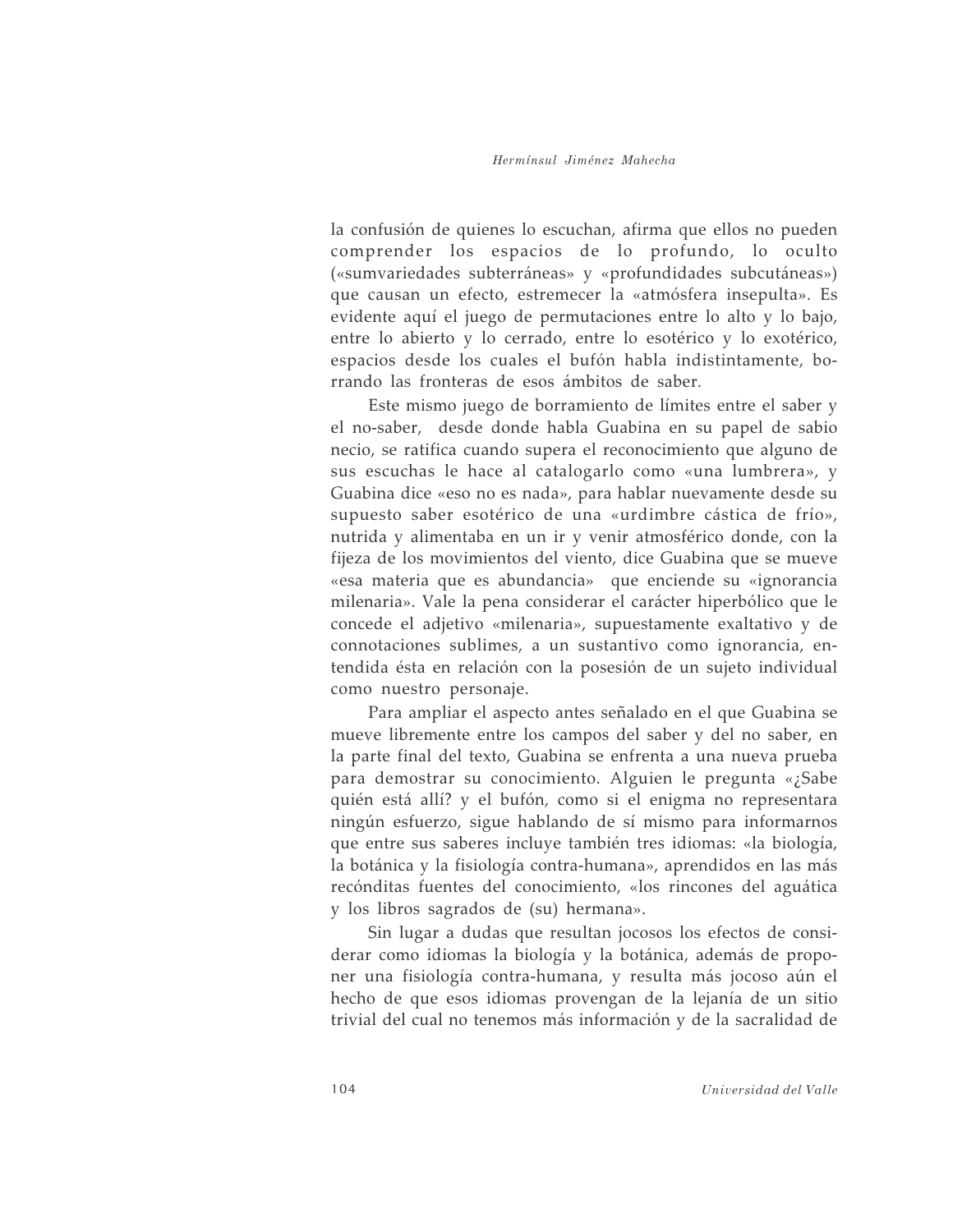la confusión de quienes lo escuchan, afirma que ellos no pueden comprender los espacios de lo profundo, lo oculto («sumvariedades subterráneas» y «profundidades subcutáneas») que causan un efecto, estremecer la «atmósfera insepulta». Es evidente aquí el juego de permutaciones entre lo alto y lo bajo, entre lo abierto y lo cerrado, entre lo esotérico y lo exotérico, espacios desde los cuales el bufón habla indistintamente, borrando las fronteras de esos ámbitos de saber.

Este mismo juego de borramiento de límites entre el saber y el no-saber, desde donde habla Guabina en su papel de sabio necio, se ratifica cuando supera el reconocimiento que alguno de sus escuchas le hace al catalogarlo como «una lumbrera», y Guabina dice «eso no es nada», para hablar nuevamente desde su supuesto saber esotérico de una «urdimbre cástica de frío», nutrida y alimentaba en un ir y venir atmosférico donde, con la fijeza de los movimientos del viento, dice Guabina que se mueve «esa materia que es abundancia» que enciende su «ignorancia milenaria». Vale la pena considerar el carácter hiperbólico que le concede el adjetivo «milenaria», supuestamente exaltativo y de connotaciones sublimes, a un sustantivo como ignorancia, entendida ésta en relación con la posesión de un sujeto individual como nuestro personaje.

Para ampliar el aspecto antes señalado en el que Guabina se mueve libremente entre los campos del saber y del no saber, en la parte final del texto, Guabina se enfrenta a una nueva prueba para demostrar su conocimiento. Alguien le pregunta «¿Sabe quién está allí? y el bufón, como si el enigma no representara ningún esfuerzo, sigue hablando de sí mismo para informarnos que entre sus saberes incluye también tres idiomas: «la biología, la botánica y la fisiología contra-humana», aprendidos en las más recónditas fuentes del conocimiento, «los rincones del aguática y los libros sagrados de (su) hermana».

Sin lugar a dudas que resultan jocosos los efectos de considerar como idiomas la biología y la botánica, además de proponer una fisiología contra-humana, y resulta más jocoso aún el hecho de que esos idiomas provengan de la lejanía de un sitio trivial del cual no tenemos más información y de la sacralidad de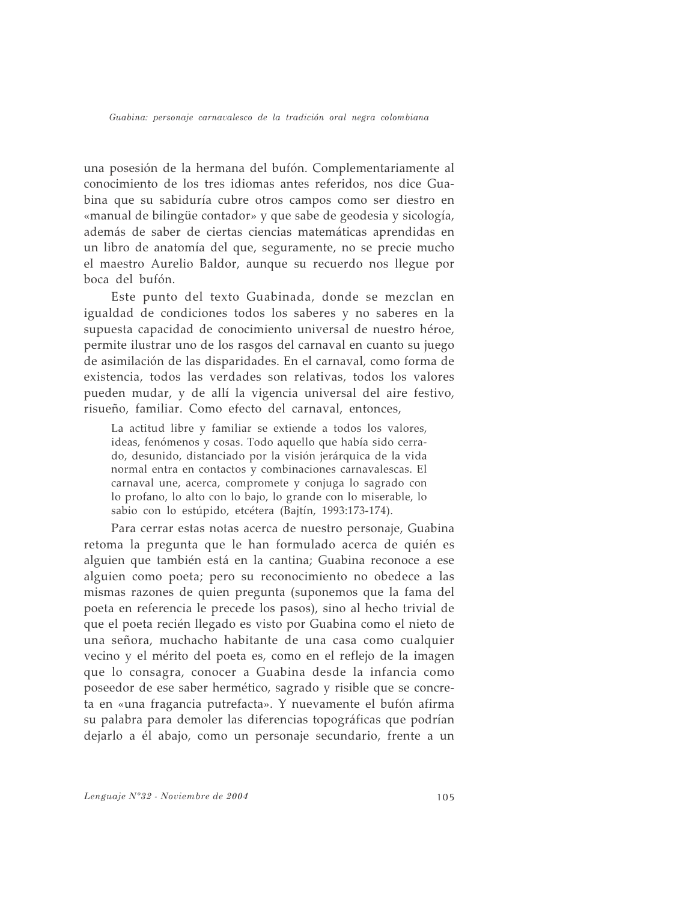una posesión de la hermana del bufón. Complementariamente al conocimiento de los tres idiomas antes referidos, nos dice Guabina que su sabiduría cubre otros campos como ser diestro en «manual de bilingüe contador» y que sabe de geodesia y sicología, además de saber de ciertas ciencias matemáticas aprendidas en un libro de anatomía del que, seguramente, no se precie mucho el maestro Aurelio Baldor, aunque su recuerdo nos llegue por boca del bufón.

Este punto del texto Guabinada, donde se mezclan en igualdad de condiciones todos los saberes y no saberes en la supuesta capacidad de conocimiento universal de nuestro héroe, permite ilustrar uno de los rasgos del carnaval en cuanto su juego de asimilación de las disparidades. En el carnaval, como forma de existencia, todos las verdades son relativas, todos los valores pueden mudar, y de allí la vigencia universal del aire festivo, risueño, familiar. Como efecto del carnaval, entonces,

> La actitud libre y familiar se extiende a todos los valores, ideas, fenómenos y cosas. Todo aquello que había sido cerrado, desunido, distanciado por la visión jerárquica de la vida normal entra en contactos y combinaciones carnavalescas. El carnaval une, acerca, compromete y conjuga lo sagrado con lo profano, lo alto con lo bajo, lo grande con lo miserable, lo sabio con lo estúpido, etcétera (Bajtín, 1993:173-174).

Para cerrar estas notas acerca de nuestro personaje, Guabina retoma la pregunta que le han formulado acerca de quién es alguien que también está en la cantina; Guabina reconoce a ese alguien como poeta; pero su reconocimiento no obedece a las mismas razones de quien pregunta (suponemos que la fama del poeta en referencia le precede los pasos), sino al hecho trivial de que el poeta recién llegado es visto por Guabina como el nieto de una señora, muchacho habitante de una casa como cualquier vecino y el mérito del poeta es, como en el reflejo de la imagen que lo consagra, conocer a Guabina desde la infancia como poseedor de ese saber hermético, sagrado y risible que se concreta en «una fragancia putrefacta». Y nuevamente el bufón afirma su palabra para demoler las diferencias topográficas que podrían dejarlo a él abajo, como un personaje secundario, frente a un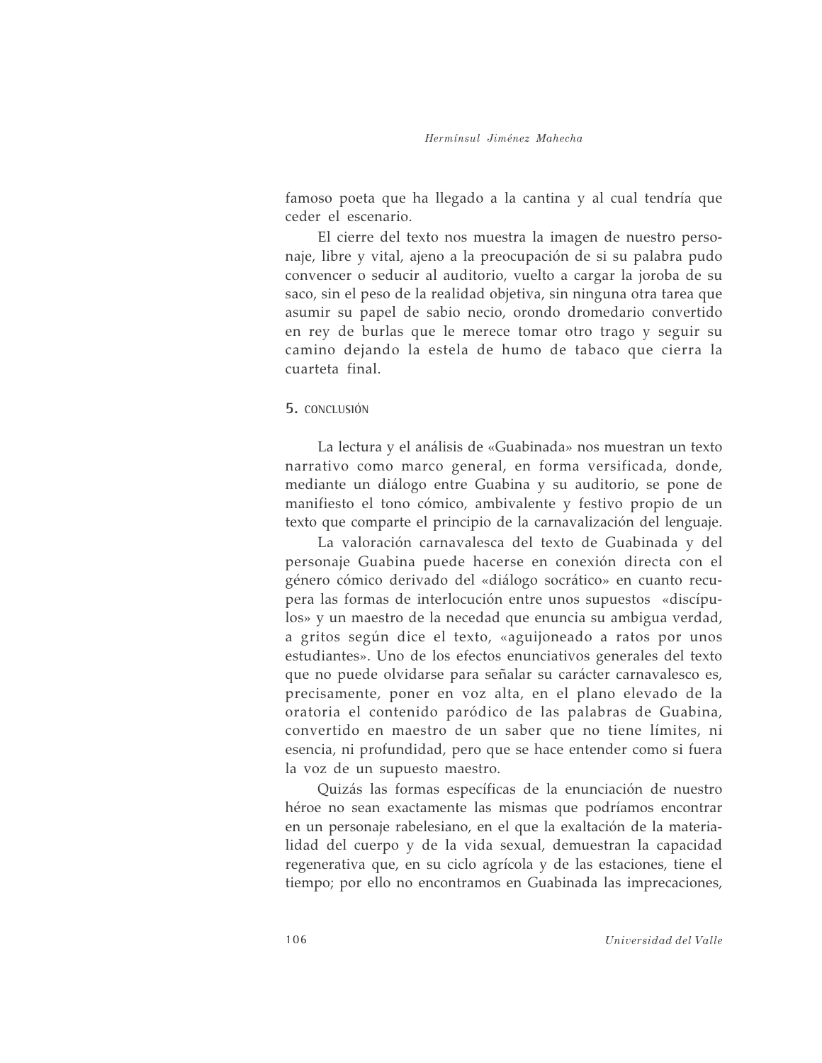famoso poeta que ha llegado a la cantina y al cual tendría que ceder el escenario.

El cierre del texto nos muestra la imagen de nuestro personaje, libre y vital, ajeno a la preocupación de si su palabra pudo convencer o seducir al auditorio, vuelto a cargar la joroba de su saco, sin el peso de la realidad objetiva, sin ninguna otra tarea que asumir su papel de sabio necio, orondo dromedario convertido en rey de burlas que le merece tomar otro trago y seguir su camino dejando la estela de humo de tabaco que cierra la cuarteta final.

## 5. CONCLUSIÓN

La lectura y el análisis de «Guabinada» nos muestran un texto narrativo como marco general, en forma versificada, donde, mediante un diálogo entre Guabina y su auditorio, se pone de manifiesto el tono cómico, ambivalente y festivo propio de un texto que comparte el principio de la carnavalización del lenguaje.

La valoración carnavalesca del texto de Guabinada y del personaje Guabina puede hacerse en conexión directa con el género cómico derivado del «diálogo socrático» en cuanto recupera las formas de interlocución entre unos supuestos «discípulos» y un maestro de la necedad que enuncia su ambigua verdad, a gritos según dice el texto, «aguijoneado a ratos por unos estudiantes». Uno de los efectos enunciativos generales del texto que no puede olvidarse para señalar su carácter carnavalesco es, precisamente, poner en voz alta, en el plano elevado de la oratoria el contenido paródico de las palabras de Guabina, convertido en maestro de un saber que no tiene límites, ni esencia, ni profundidad, pero que se hace entender como si fuera la voz de un supuesto maestro.

Quizás las formas específicas de la enunciación de nuestro héroe no sean exactamente las mismas que podríamos encontrar en un personaje rabelesiano, en el que la exaltación de la materialidad del cuerpo y de la vida sexual, demuestran la capacidad regenerativa que, en su ciclo agrícola y de las estaciones, tiene el tiempo; por ello no encontramos en Guabinada las imprecaciones,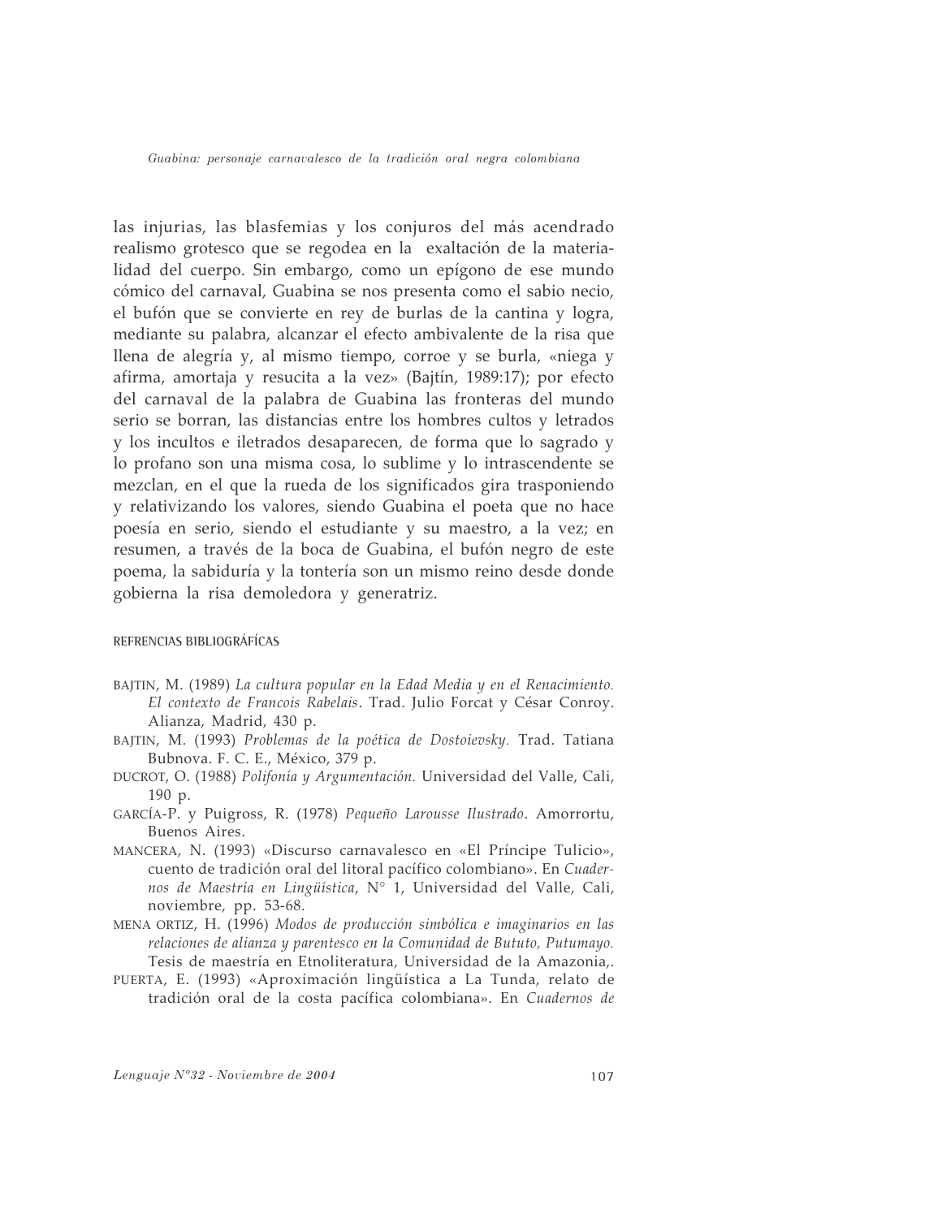las injurias, las blasfemias y los conjuros del más acendrado realismo grotesco que se regodea en la exaltación de la materialidad del cuerpo. Sin embargo, como un epígono de ese mundo cómico del carnaval, Guabina se nos presenta como el sabio necio, el bufón que se convierte en rey de burlas de la cantina y logra, mediante su palabra, alcanzar el efecto ambivalente de la risa que llena de alegría y, al mismo tiempo, corroe y se burla, «niega y afirma, amortaja y resucita a la vez» (Bajtín, 1989:17); por efecto del carnaval de la palabra de Guabina las fronteras del mundo serio se borran, las distancias entre los hombres cultos y letrados y los incultos e iletrados desaparecen, de forma que lo sagrado y lo profano son una misma cosa, lo sublime y lo intrascendente se mezclan, en el que la rueda de los significados gira trasponiendo y relativizando los valores, siendo Guabina el poeta que no hace poesía en serio, siendo el estudiante y su maestro, a la vez; en resumen, a través de la boca de Guabina, el bufón negro de este poema, la sabiduría y la tontería son un mismo reino desde donde gobierna la risa demoledora y generatriz.

## REFRENCIAS BIBLIOGRÁFICAS

BAJTIN, M. (1989) *La cultura popular en la Edad Media y en el Renacimiento. El contexto de Francois Rabelais*. Trad. Julio Forcat y César Conroy. Alianza, Madrid, 430 p.

BAJTIN, M. (1993) *Problemas de la poética de Dostoievsky.* Trad. Tatiana Bubnova. F. C. E., México, 379 p.

DUCROT, O. (1988) *Polifonía y Argumentación.* Universidad del Valle, Cali, 190 p.

GARCÍA-P. y Puigross, R. (1978) *Pequeño Larousse Ilustrado*. Amorrortu, Buenos Aires.

MANCERA, N. (1993) «Discurso carnavalesco en «El Príncipe Tulicio», cuento de tradición oral del litoral pacífico colombiano». En *Cuadernos de Maestría en Lingüística*, N° 1, Universidad del Valle, Cali, noviembre, pp. 53-68.

MENA ORTIZ, H. (1996) *Modos de producción simbólica e imaginarios en las relaciones de alianza y parentesco en la Comunidad de Bututo, Putumayo.* Tesis de maestría en Etnoliteratura, Universidad de la Amazonia,.

PUERTA, E. (1993) «Aproximación lingüística a La Tunda, relato de tradición oral de la costa pacífica colombiana». En *Cuadernos de*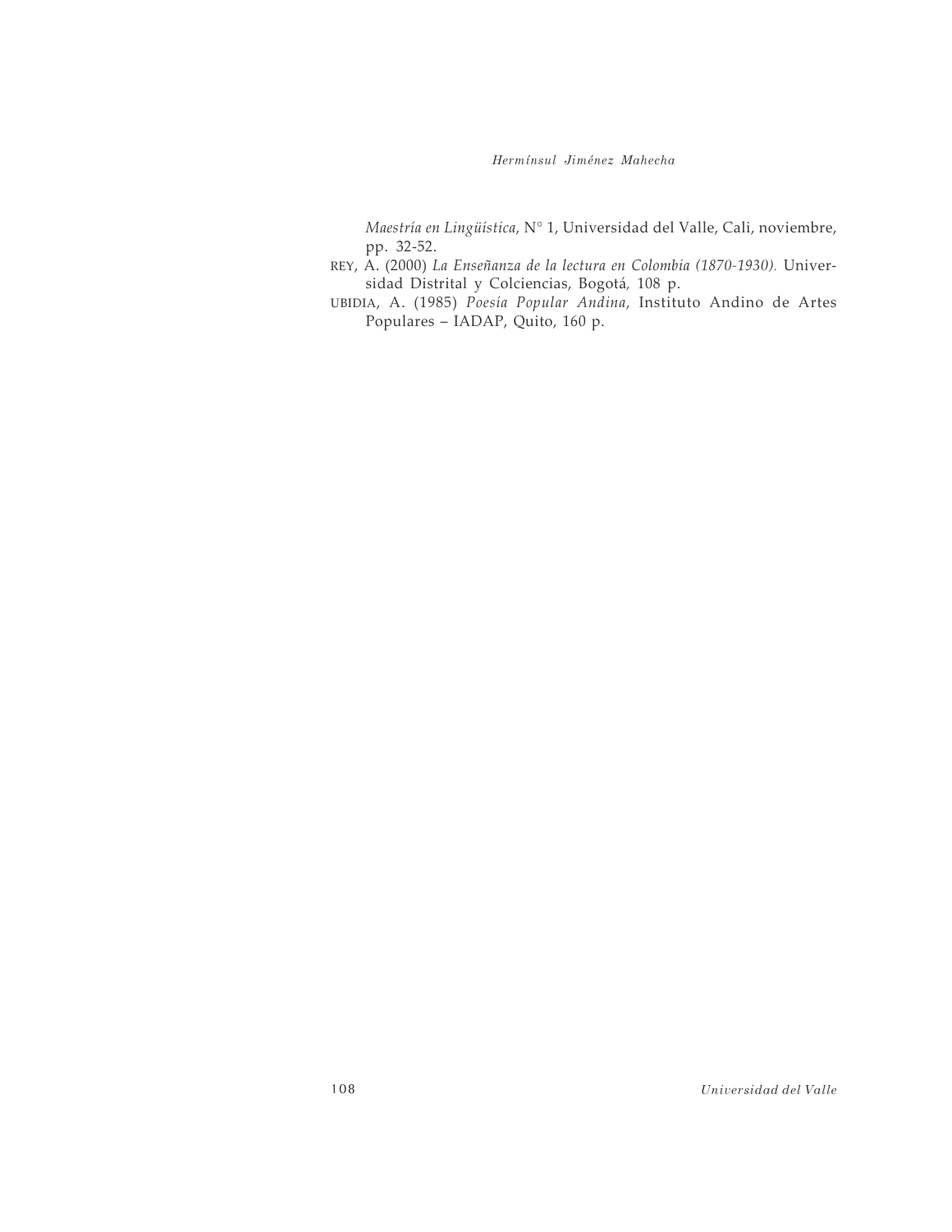*Maestría en Lingüística*, N° 1, Universidad del Valle, Cali, noviembre, pp. 32-52.

REY, A. (2000) *La Enseñanza de la lectura en Colombia (1870-1930).* Universidad Distrital y Colciencias, Bogotá, 108 p.

UBIDIA, A. (1985) *Poesía Popular Andina*, Instituto Andino de Artes Populares – IADAP, Quito, 160 p.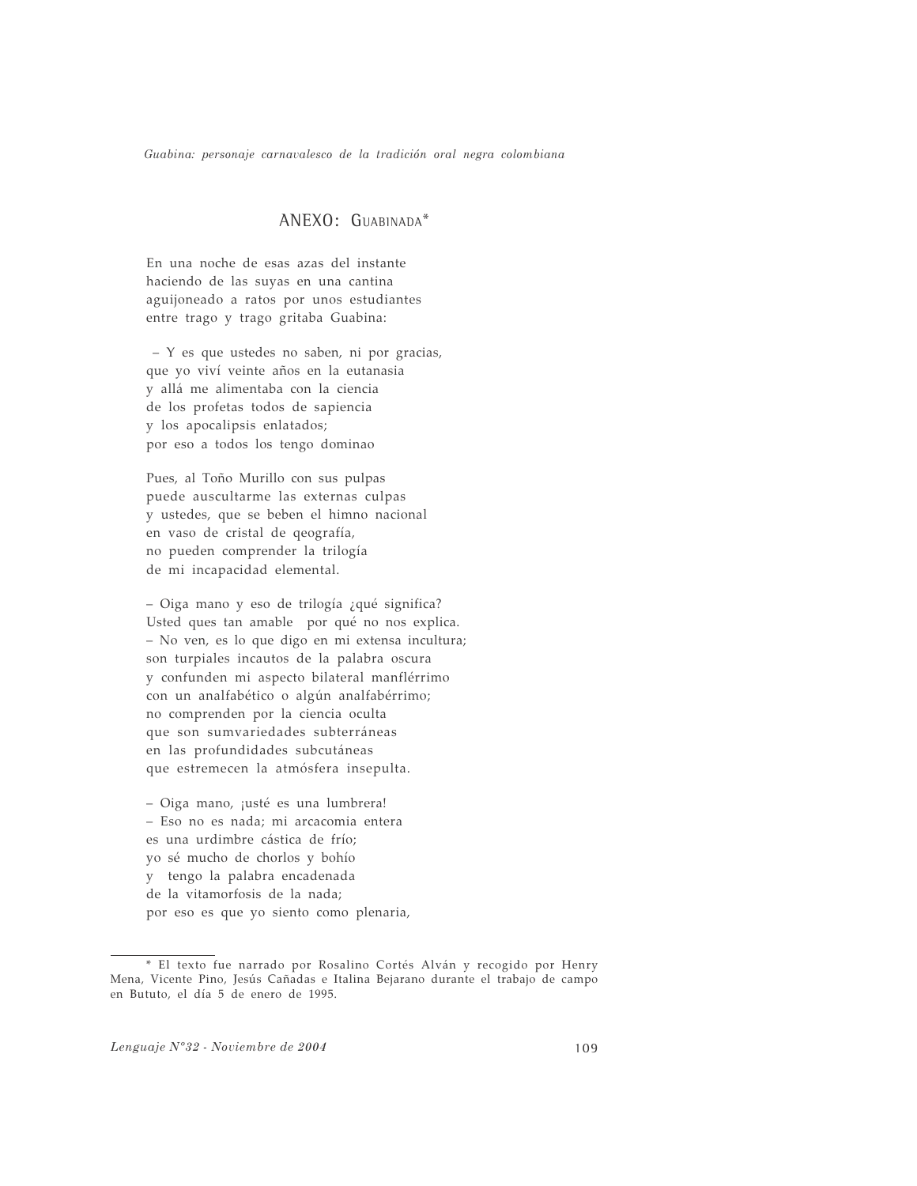## ANEXO: GUABINADA*

En una noche de esas azas del instante  
haciendo de las suyas en una cantina  
aguijoneado a ratos por unos estudiantes  
entre trago y trago gritaba Guabina:

– Y es que ustedes no saben, ni por gracias,  
que yo viví veinte años en la eutanasia  
y allá me alimentaba con la ciencia  
de los profetas todos de sapiencia  
y los apocalipsis enlatados;  
por eso a todos los tengo dominao

Pues, al Toño Murillo con sus pulpas  
puede auscultarme las externas culpas  
y ustedes, que se beben el himno nacional  
en vaso de cristal de qeografía,  
no pueden comprender la trilogía  
de mi incapacidad elemental.

– Oiga mano y eso de trilogía ¿qué significa?  
Usted ques tan amable  por qué no nos explica.  
– No ven, es lo que digo en mi extensa incultura;  
son turpiales incautos de la palabra oscura  
y confunden mi aspecto bilateral manflérrimo  
con un analfabético o algún analfabérrimo;  
no comprenden por la ciencia oculta  
que son sumvariedades subterráneas  
en las profundidades subcutáneas  
que estremecen la atmósfera insepulta.

– Oiga mano, ¡usté es una lumbrera!  
– Eso no es nada; mi arcacomia entera  
es una urdimbre cástica de frío;  
yo sé mucho de chorlos y bohío  
y  tengo la palabra encadenada  
de la vitamorfosis de la nada;  
por eso es que yo siento como plenaria,

---

* El texto fue narrado por Rosalino Cortés Alván y recogido por Henry Mena, Vicente Pino, Jesús Cañadas e Italina Bejarano durante el trabajo de campo en Bututo, el día 5 de enero de 1995.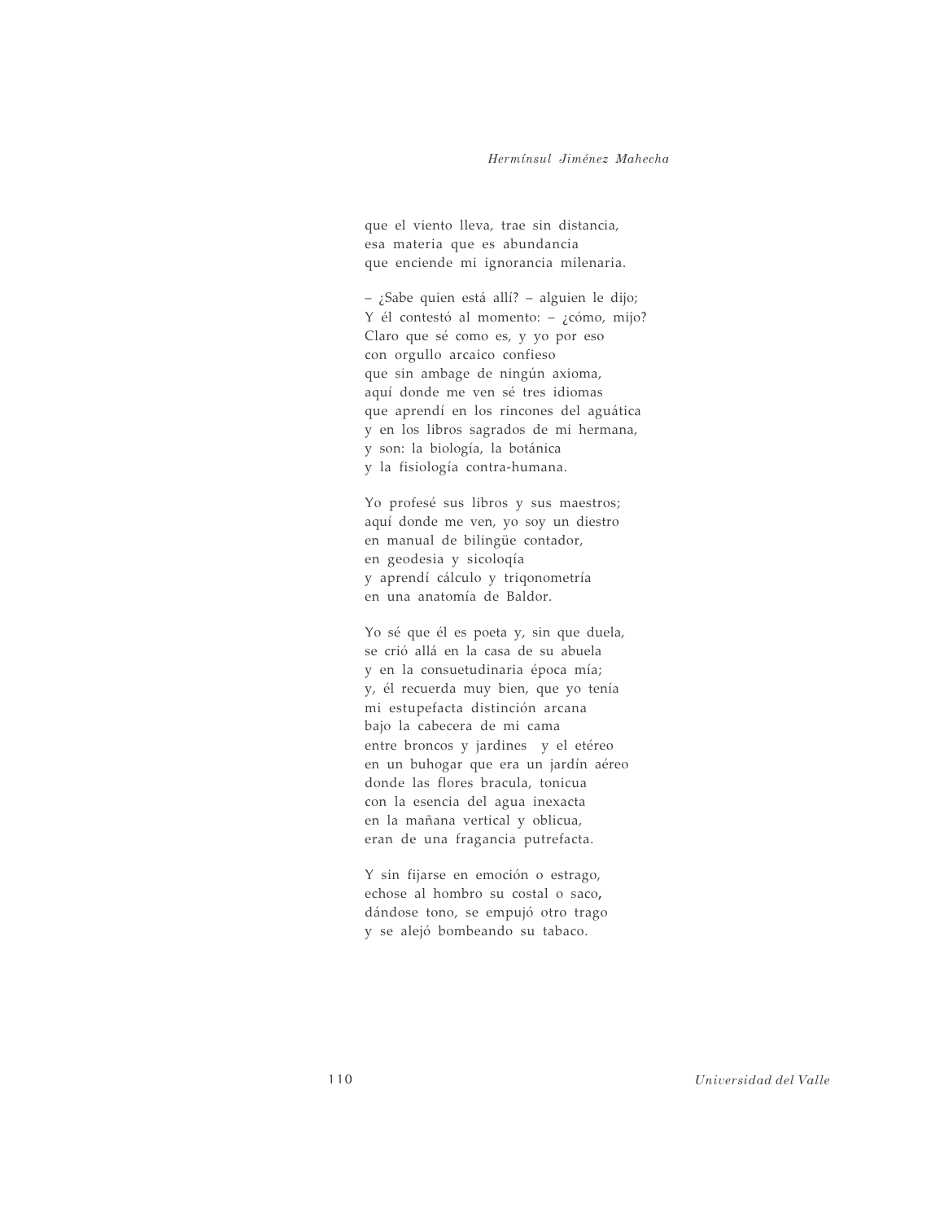que el viento lleva, trae sin distancia,
esa materia que es abundancia
que enciende mi ignorancia milenaria.

– ¿Sabe quien está allí? – alguien le dijo;
Y él contestó al momento: – ¿cómo, mijo?
Claro que sé como es, y yo por eso
con orgullo arcaico confieso
que sin ambage de ningún axioma,
aquí donde me ven sé tres idiomas
que aprendí en los rincones del aguática
y en los libros sagrados de mi hermana,
y son: la biología, la botánica
y la fisiología contra-humana.

Yo profesé sus libros y sus maestros;
aquí donde me ven, yo soy un diestro
en manual de bilingüe contador,
en geodesia y sicoloqía
y aprendí cálculo y triqonometría
en una anatomía de Baldor.

Yo sé que él es poeta y, sin que duela,
se crió allá en la casa de su abuela
y en la consuetudinaria época mía;
y, él recuerda muy bien, que yo tenía
mi estupefacta distinción arcana
bajo la cabecera de mi cama
entre broncos y jardines y el etéreo
en un buhogar que era un jardín aéreo
donde las flores bracula, tonicua
con la esencia del agua inexacta
en la mañana vertical y oblicua,
eran de una fragancia putrefacta.

Y sin fijarse en emoción o estrago,
echose al hombro su costal o saco**,**
dándose tono, se empujó otro trago
y se alejó bombeando su tabaco.